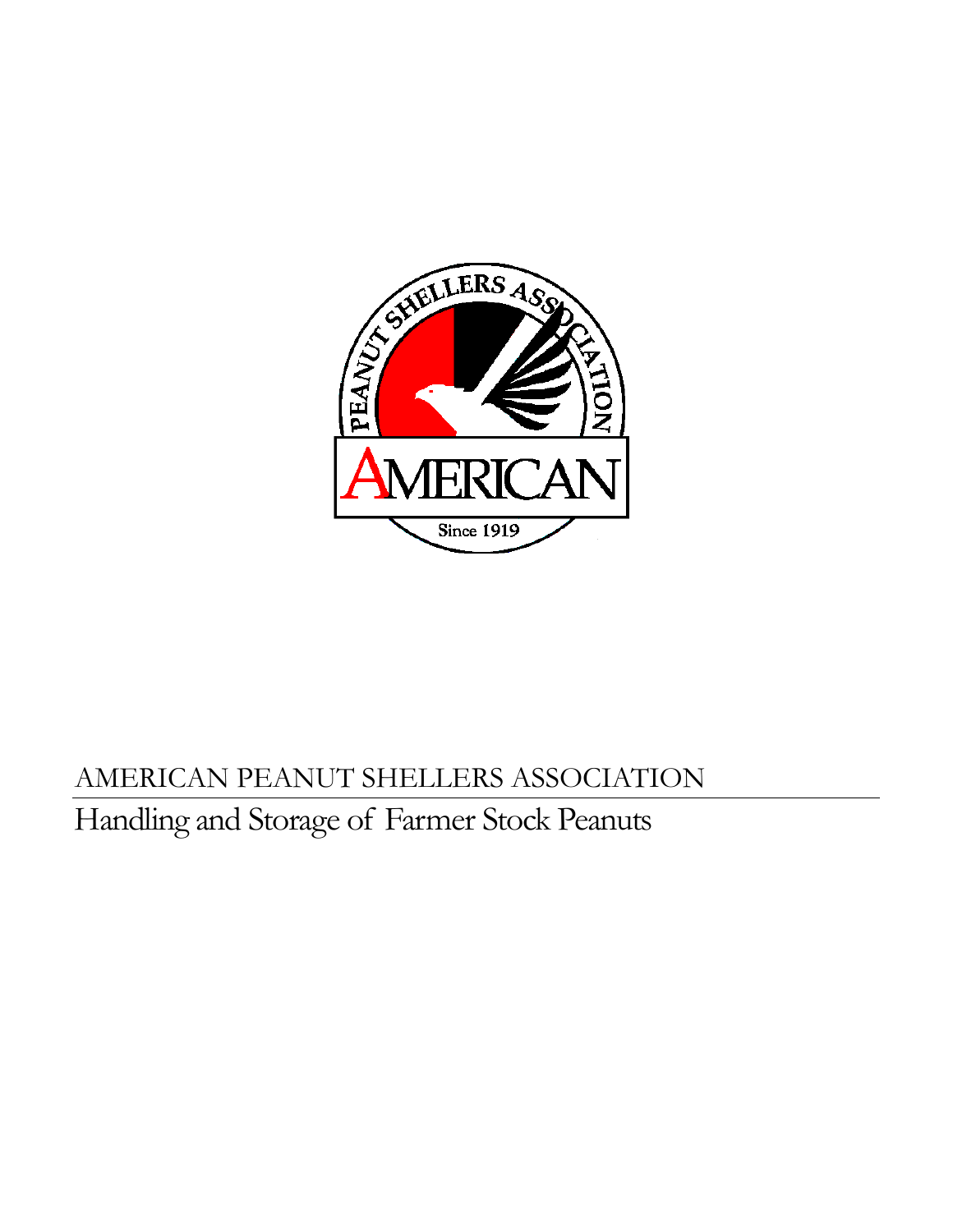AMERICAN PEANUT SHELLERS ASSOCIATION

# Handling and Storage of Farmer Stock Peanuts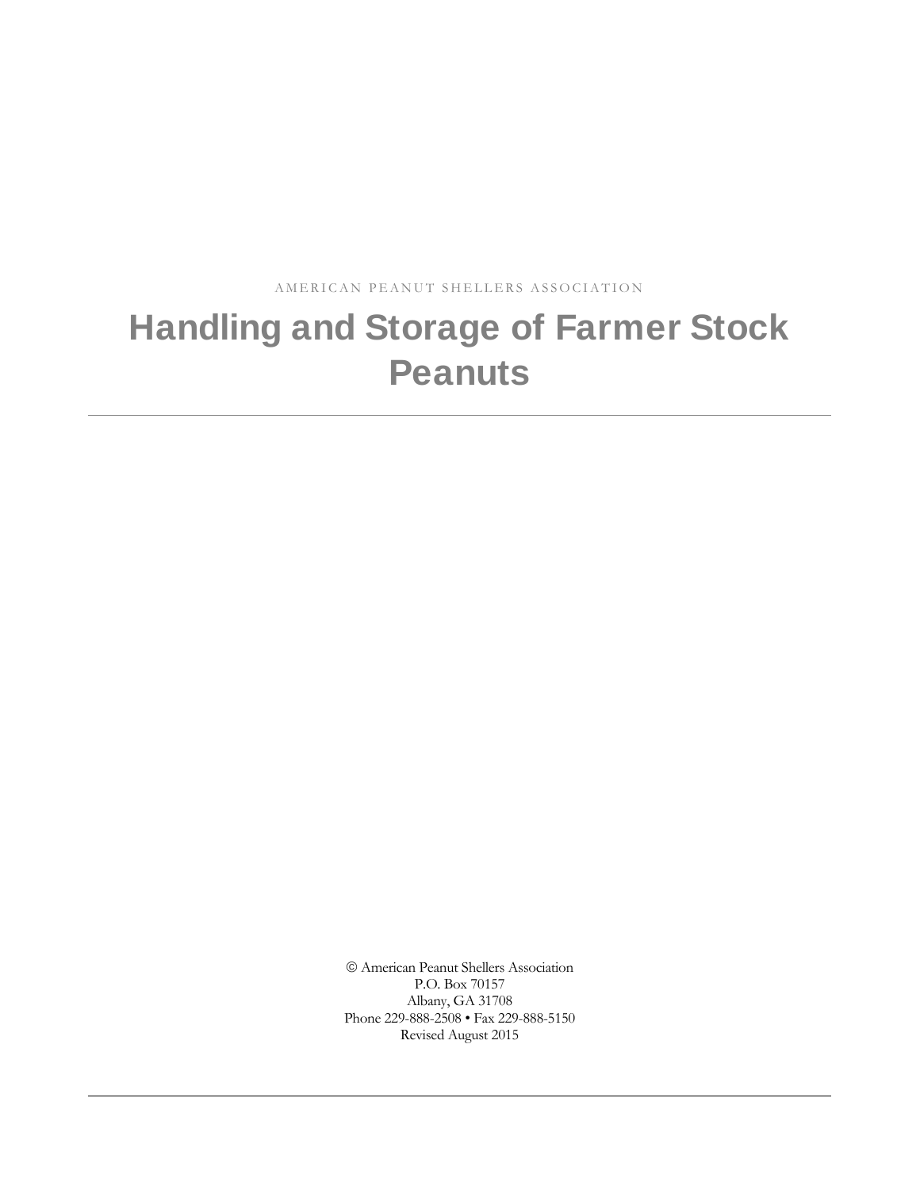AMERICAN PEANUT SHELLERS ASSOCIATION

# Handling and Storage of Farmer Stock Peanuts

---

© American Peanut Shellers Association
P.O. Box 70157
Albany, GA 31708
Phone 229-888-2508 • Fax 229-888-5150
Revised August 2015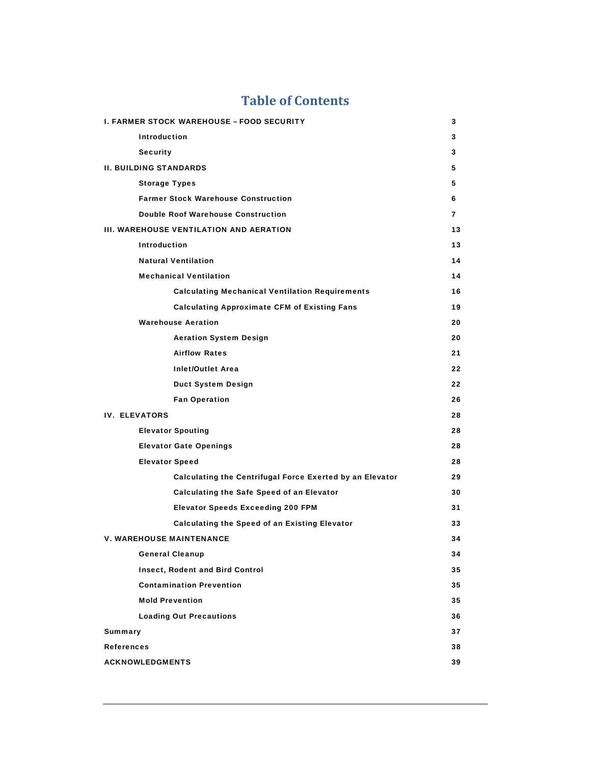# Table of Contents

| | |
|---|---|
| **I. FARMER STOCK WAREHOUSE – FOOD SECURITY** | **3** |
| **Introduction** | **3** |
| **Security** | **3** |
| **II. BUILDING STANDARDS** | **5** |
| **Storage Types** | **5** |
| **Farmer Stock Warehouse Construction** | **6** |
| **Double Roof Warehouse Construction** | **7** |
| **III. WAREHOUSE VENTILATION AND AERATION** | **13** |
| **Introduction** | **13** |
| **Natural Ventilation** | **14** |
| **Mechanical Ventilation** | **14** |
| **Calculating Mechanical Ventilation Requirements** | **16** |
| **Calculating Approximate CFM of Existing Fans** | **19** |
| **Warehouse Aeration** | **20** |
| **Aeration System Design** | **20** |
| **Airflow Rates** | **21** |
| **Inlet/Outlet Area** | **22** |
| **Duct System Design** | **22** |
| **Fan Operation** | **26** |
| **IV. ELEVATORS** | **28** |
| **Elevator Spouting** | **28** |
| **Elevator Gate Openings** | **28** |
| **Elevator Speed** | **28** |
| **Calculating the Centrifugal Force Exerted by an Elevator** | **29** |
| **Calculating the Safe Speed of an Elevator** | **30** |
| **Elevator Speeds Exceeding 200 FPM** | **31** |
| **Calculating the Speed of an Existing Elevator** | **33** |
| **V. WAREHOUSE MAINTENANCE** | **34** |
| **General Cleanup** | **34** |
| **Insect, Rodent and Bird Control** | **35** |
| **Contamination Prevention** | **35** |
| **Mold Prevention** | **35** |
| **Loading Out Precautions** | **36** |
| **Summary** | **37** |
| **References** | **38** |
| **ACKNOWLEDGMENTS** | **39** |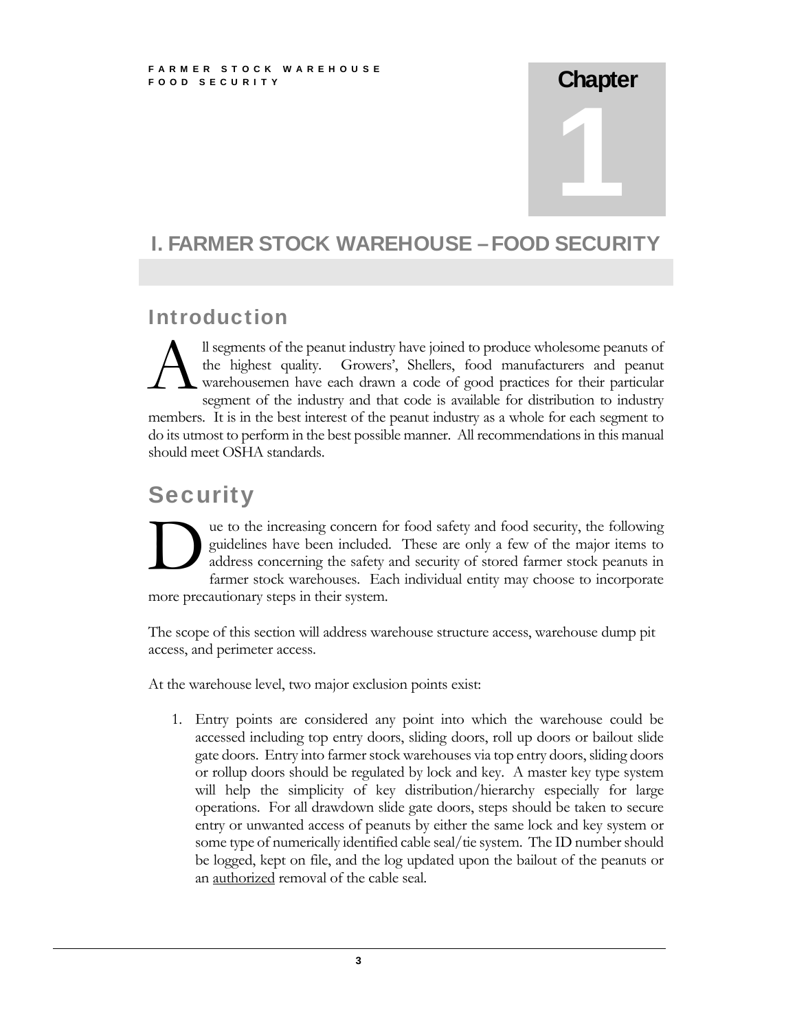# Chapter 1

## I. FARMER STOCK WAREHOUSE – FOOD SECURITY

### Introduction

All segments of the peanut industry have joined to produce wholesome peanuts of the highest quality. Growers', Shellers, food manufacturers and peanut warehousemen have each drawn a code of good practices for their particular segment of the industry and that code is available for distribution to industry members. It is in the best interest of the peanut industry as a whole for each segment to do its utmost to perform in the best possible manner. All recommendations in this manual should meet OSHA standards.

### Security

Due to the increasing concern for food safety and food security, the following guidelines have been included. These are only a few of the major items to address concerning the safety and security of stored farmer stock peanuts in farmer stock warehouses. Each individual entity may choose to incorporate more precautionary steps in their system.

The scope of this section will address warehouse structure access, warehouse dump pit access, and perimeter access.

At the warehouse level, two major exclusion points exist:

1. Entry points are considered any point into which the warehouse could be accessed including top entry doors, sliding doors, roll up doors or bailout slide gate doors. Entry into farmer stock warehouses via top entry doors, sliding doors or rollup doors should be regulated by lock and key. A master key type system will help the simplicity of key distribution/hierarchy especially for large operations. For all drawdown slide gate doors, steps should be taken to secure entry or unwanted access of peanuts by either the same lock and key system or some type of numerically identified cable seal/tie system. The ID number should be logged, kept on file, and the log updated upon the bailout of the peanuts or an <u>authorized</u> removal of the cable seal.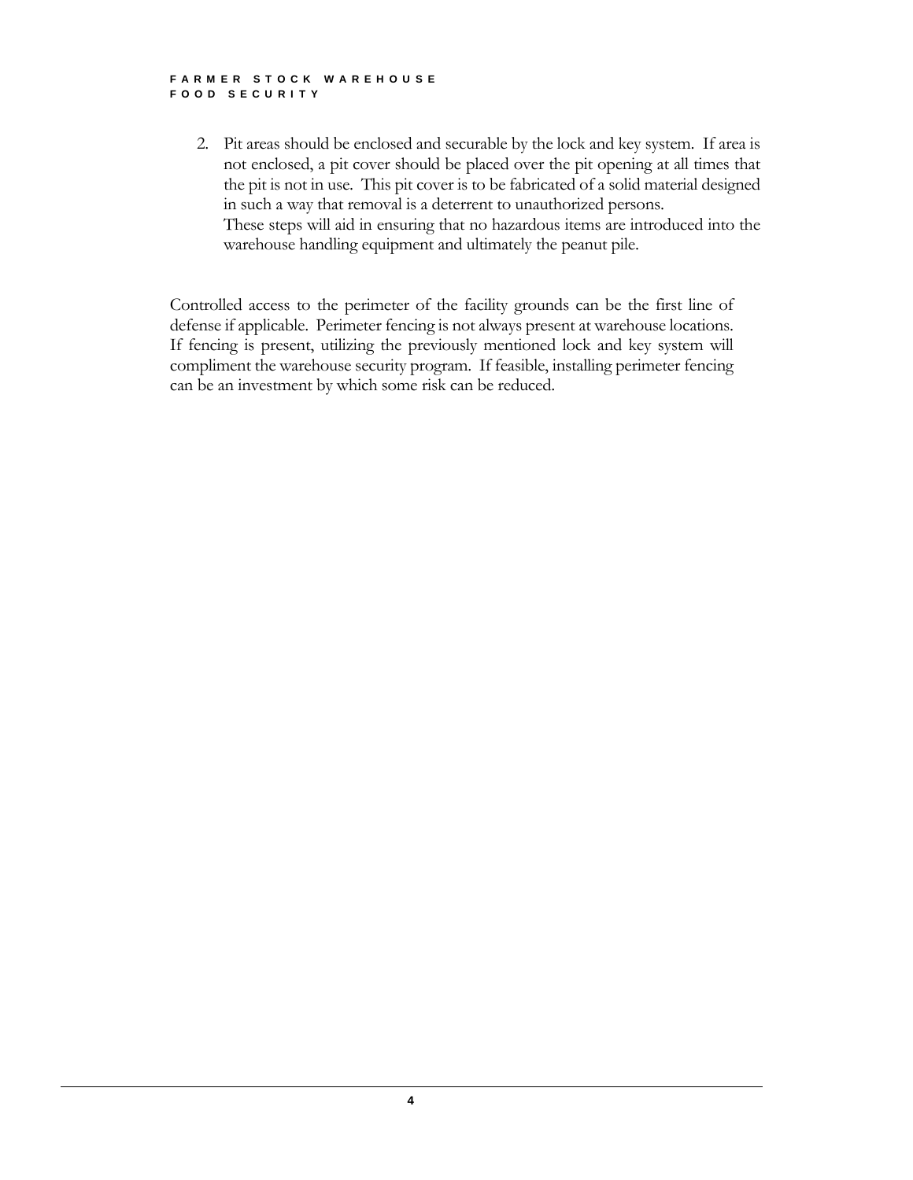2. Pit areas should be enclosed and securable by the lock and key system. If area is not enclosed, a pit cover should be placed over the pit opening at all times that the pit is not in use. This pit cover is to be fabricated of a solid material designed in such a way that removal is a deterrent to unauthorized persons.
   These steps will aid in ensuring that no hazardous items are introduced into the warehouse handling equipment and ultimately the peanut pile.

Controlled access to the perimeter of the facility grounds can be the first line of defense if applicable. Perimeter fencing is not always present at warehouse locations. If fencing is present, utilizing the previously mentioned lock and key system will compliment the warehouse security program. If feasible, installing perimeter fencing can be an investment by which some risk can be reduced.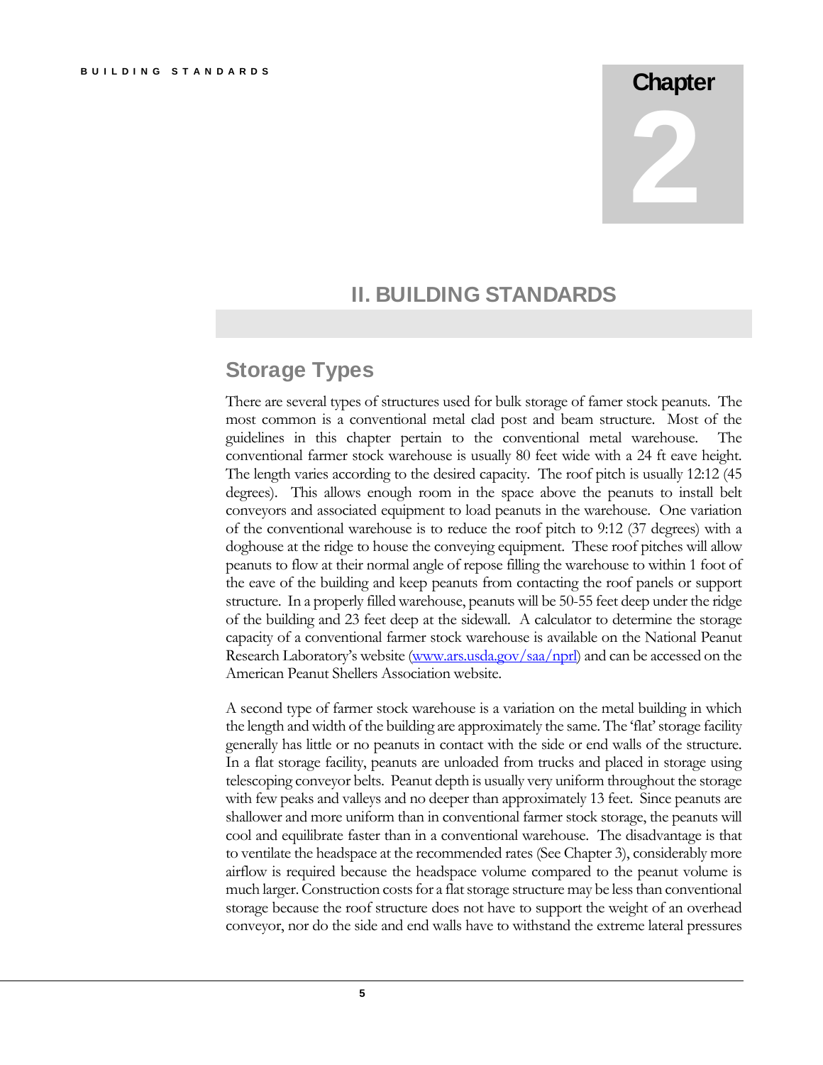# Chapter 2

## II. BUILDING STANDARDS

### Storage Types

There are several types of structures used for bulk storage of famer stock peanuts. The most common is a conventional metal clad post and beam structure. Most of the guidelines in this chapter pertain to the conventional metal warehouse. The conventional farmer stock warehouse is usually 80 feet wide with a 24 ft eave height. The length varies according to the desired capacity. The roof pitch is usually 12:12 (45 degrees). This allows enough room in the space above the peanuts to install belt conveyors and associated equipment to load peanuts in the warehouse. One variation of the conventional warehouse is to reduce the roof pitch to 9:12 (37 degrees) with a doghouse at the ridge to house the conveying equipment. These roof pitches will allow peanuts to flow at their normal angle of repose filling the warehouse to within 1 foot of the eave of the building and keep peanuts from contacting the roof panels or support structure. In a properly filled warehouse, peanuts will be 50-55 feet deep under the ridge of the building and 23 feet deep at the sidewall. A calculator to determine the storage capacity of a conventional farmer stock warehouse is available on the National Peanut Research Laboratory's website (www.ars.usda.gov/saa/nprl) and can be accessed on the American Peanut Shellers Association website.

A second type of farmer stock warehouse is a variation on the metal building in which the length and width of the building are approximately the same. The 'flat' storage facility generally has little or no peanuts in contact with the side or end walls of the structure. In a flat storage facility, peanuts are unloaded from trucks and placed in storage using telescoping conveyor belts. Peanut depth is usually very uniform throughout the storage with few peaks and valleys and no deeper than approximately 13 feet. Since peanuts are shallower and more uniform than in conventional farmer stock storage, the peanuts will cool and equilibrate faster than in a conventional warehouse. The disadvantage is that to ventilate the headspace at the recommended rates (See Chapter 3), considerably more airflow is required because the headspace volume compared to the peanut volume is much larger. Construction costs for a flat storage structure may be less than conventional storage because the roof structure does not have to support the weight of an overhead conveyor, nor do the side and end walls have to withstand the extreme lateral pressures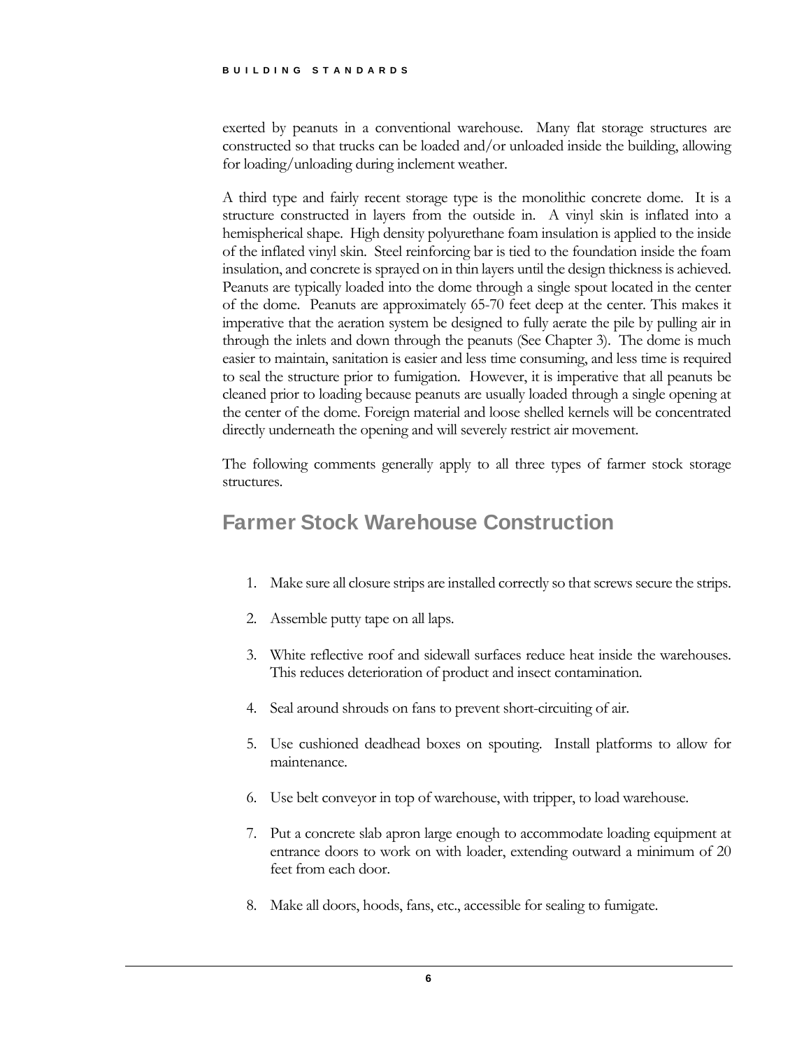exerted by peanuts in a conventional warehouse. Many flat storage structures are constructed so that trucks can be loaded and/or unloaded inside the building, allowing for loading/unloading during inclement weather.

A third type and fairly recent storage type is the monolithic concrete dome. It is a structure constructed in layers from the outside in. A vinyl skin is inflated into a hemispherical shape. High density polyurethane foam insulation is applied to the inside of the inflated vinyl skin. Steel reinforcing bar is tied to the foundation inside the foam insulation, and concrete is sprayed on in thin layers until the design thickness is achieved. Peanuts are typically loaded into the dome through a single spout located in the center of the dome. Peanuts are approximately 65-70 feet deep at the center. This makes it imperative that the aeration system be designed to fully aerate the pile by pulling air in through the inlets and down through the peanuts (See Chapter 3). The dome is much easier to maintain, sanitation is easier and less time consuming, and less time is required to seal the structure prior to fumigation. However, it is imperative that all peanuts be cleaned prior to loading because peanuts are usually loaded through a single opening at the center of the dome. Foreign material and loose shelled kernels will be concentrated directly underneath the opening and will severely restrict air movement.

The following comments generally apply to all three types of farmer stock storage structures.

## Farmer Stock Warehouse Construction

1. Make sure all closure strips are installed correctly so that screws secure the strips.
2. Assemble putty tape on all laps.
3. White reflective roof and sidewall surfaces reduce heat inside the warehouses. This reduces deterioration of product and insect contamination.
4. Seal around shrouds on fans to prevent short-circuiting of air.
5. Use cushioned deadhead boxes on spouting. Install platforms to allow for maintenance.
6. Use belt conveyor in top of warehouse, with tripper, to load warehouse.
7. Put a concrete slab apron large enough to accommodate loading equipment at entrance doors to work on with loader, extending outward a minimum of 20 feet from each door.
8. Make all doors, hoods, fans, etc., accessible for sealing to fumigate.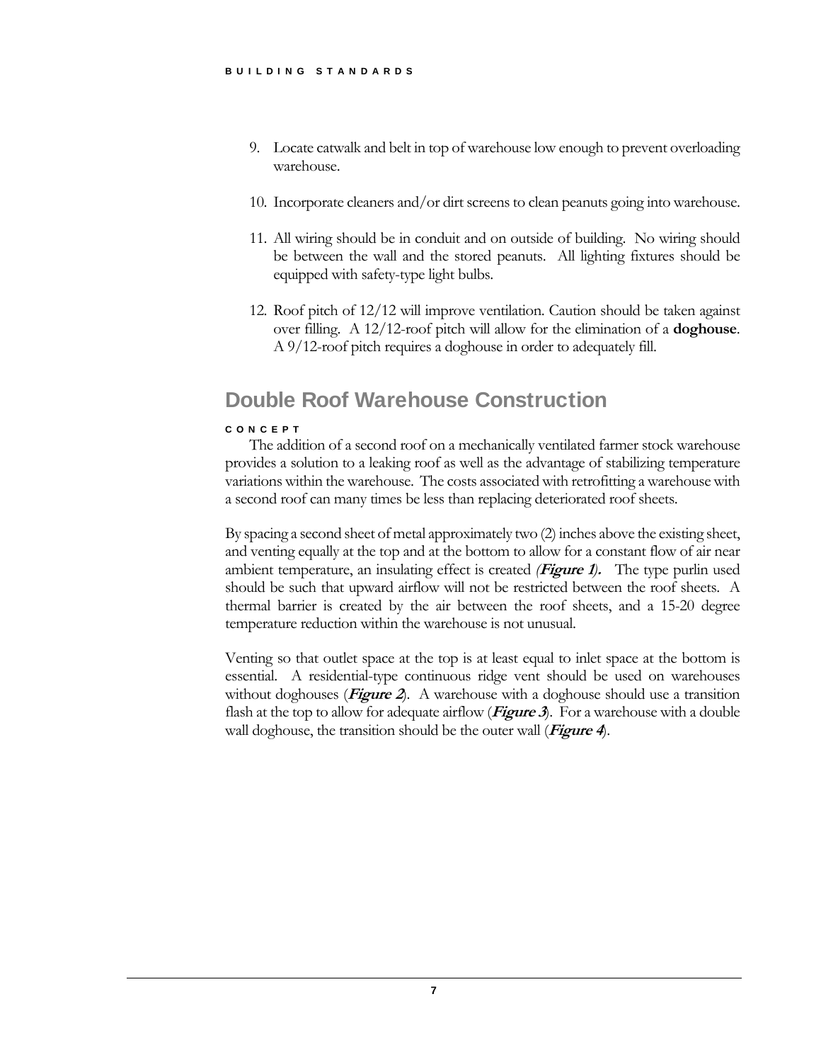9. Locate catwalk and belt in top of warehouse low enough to prevent overloading warehouse.

10. Incorporate cleaners and/or dirt screens to clean peanuts going into warehouse.

11. All wiring should be in conduit and on outside of building. No wiring should be between the wall and the stored peanuts. All lighting fixtures should be equipped with safety-type light bulbs.

12. Roof pitch of 12/12 will improve ventilation. Caution should be taken against over filling. A 12/12-roof pitch will allow for the elimination of a **doghouse**. A 9/12-roof pitch requires a doghouse in order to adequately fill.

## Double Roof Warehouse Construction

#### CONCEPT

The addition of a second roof on a mechanically ventilated farmer stock warehouse provides a solution to a leaking roof as well as the advantage of stabilizing temperature variations within the warehouse. The costs associated with retrofitting a warehouse with a second roof can many times be less than replacing deteriorated roof sheets.

By spacing a second sheet of metal approximately two (2) inches above the existing sheet, and venting equally at the top and at the bottom to allow for a constant flow of air near ambient temperature, an insulating effect is created ***(Figure 1).*** The type purlin used should be such that upward airflow will not be restricted between the roof sheets. A thermal barrier is created by the air between the roof sheets, and a 15-20 degree temperature reduction within the warehouse is not unusual.

Venting so that outlet space at the top is at least equal to inlet space at the bottom is essential. A residential-type continuous ridge vent should be used on warehouses without doghouses (***Figure 2***). A warehouse with a doghouse should use a transition flash at the top to allow for adequate airflow (***Figure 3***). For a warehouse with a double wall doghouse, the transition should be the outer wall (***Figure 4***).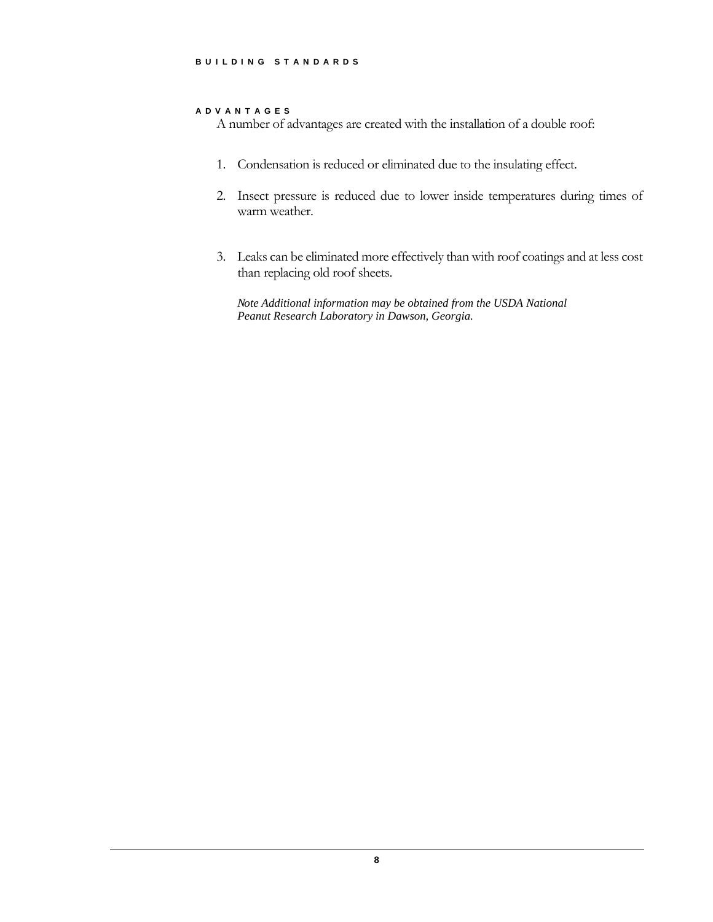### ADVANTAGES

A number of advantages are created with the installation of a double roof:

1. Condensation is reduced or eliminated due to the insulating effect.

2. Insect pressure is reduced due to lower inside temperatures during times of warm weather.

3. Leaks can be eliminated more effectively than with roof coatings and at less cost than replacing old roof sheets.

   *Note Additional information may be obtained from the USDA National Peanut Research Laboratory in Dawson, Georgia.*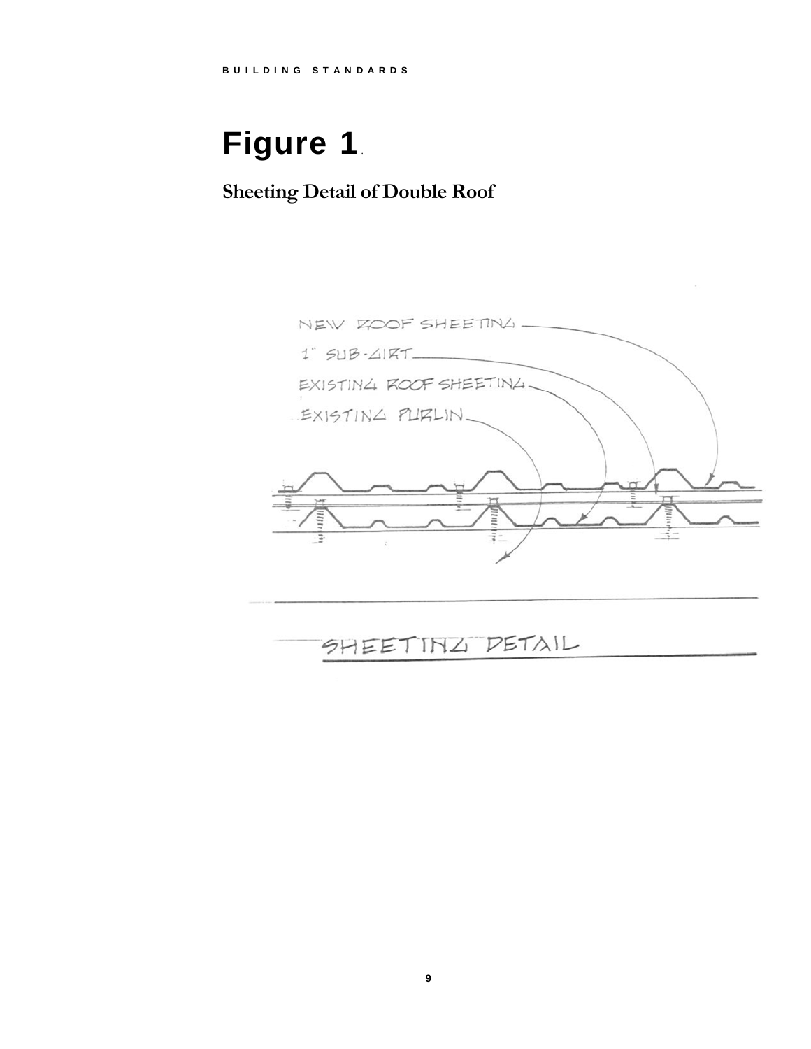# Figure 1

## Sheeting Detail of Double Roof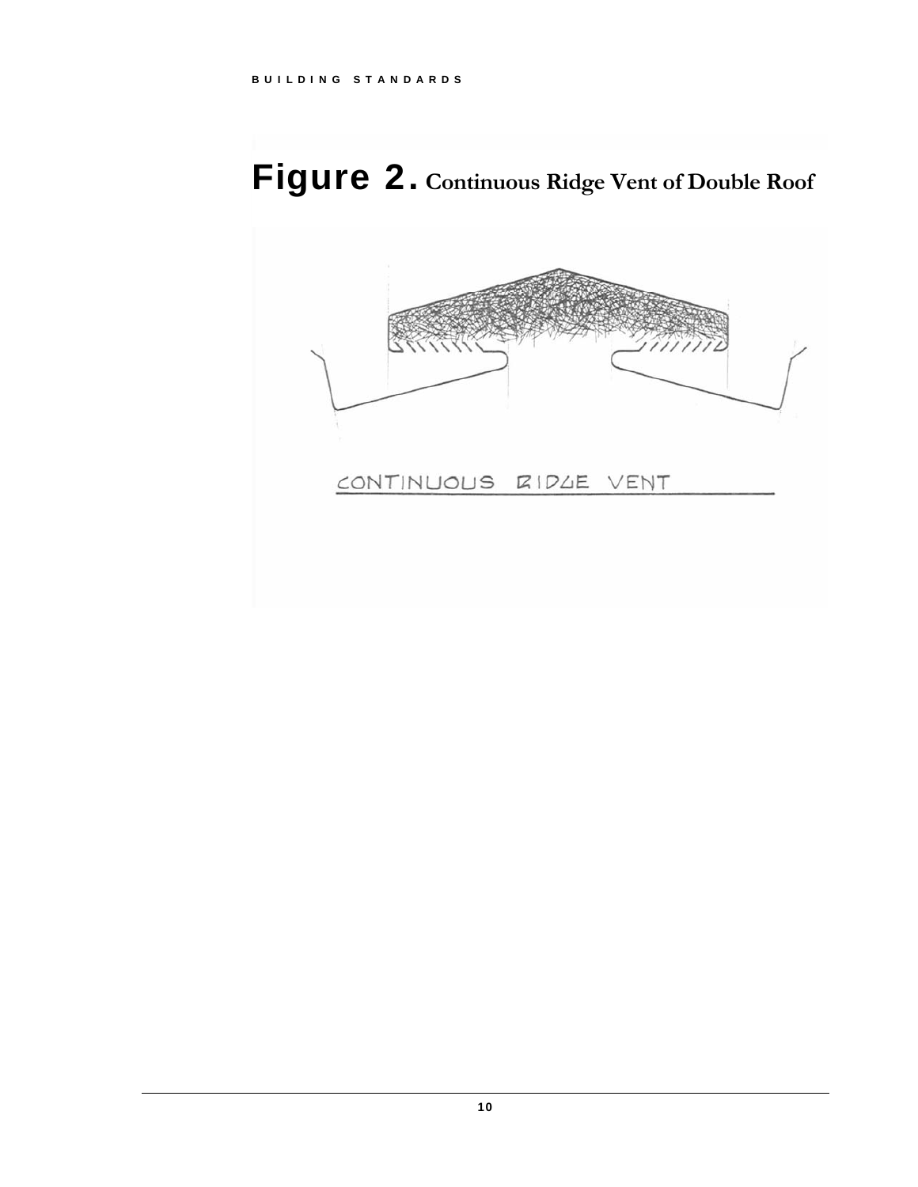# Figure 2. Continuous Ridge Vent of Double Roof

CONTINUOUS RIDGE VENT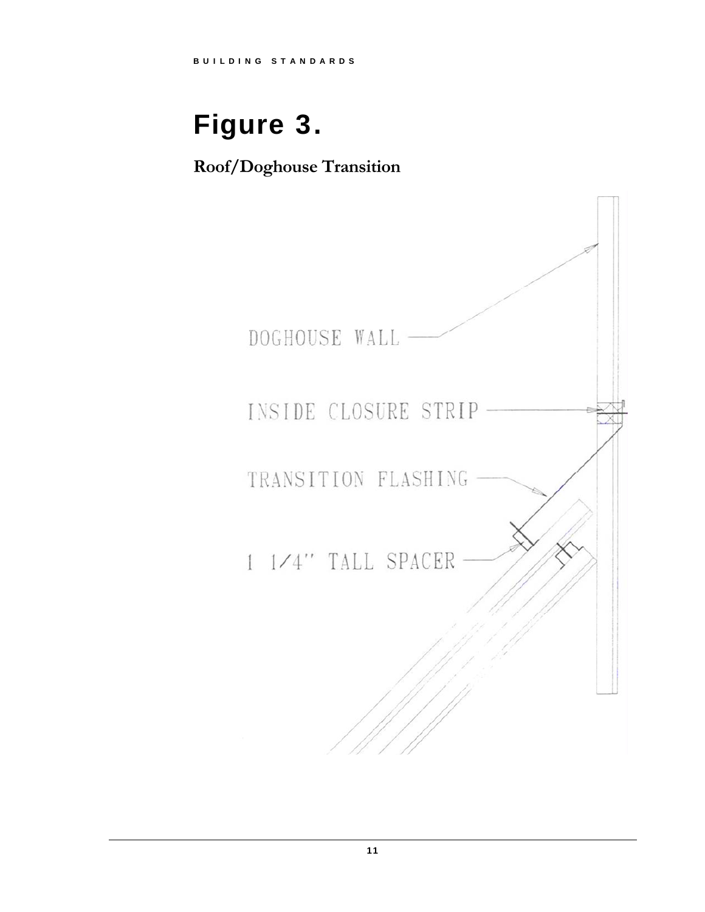# Figure 3.

**Roof/Doghouse Transition**

DOGHOUSE WALL

INSIDE CLOSURE STRIP

TRANSITION FLASHING

1 1/4" TALL SPACER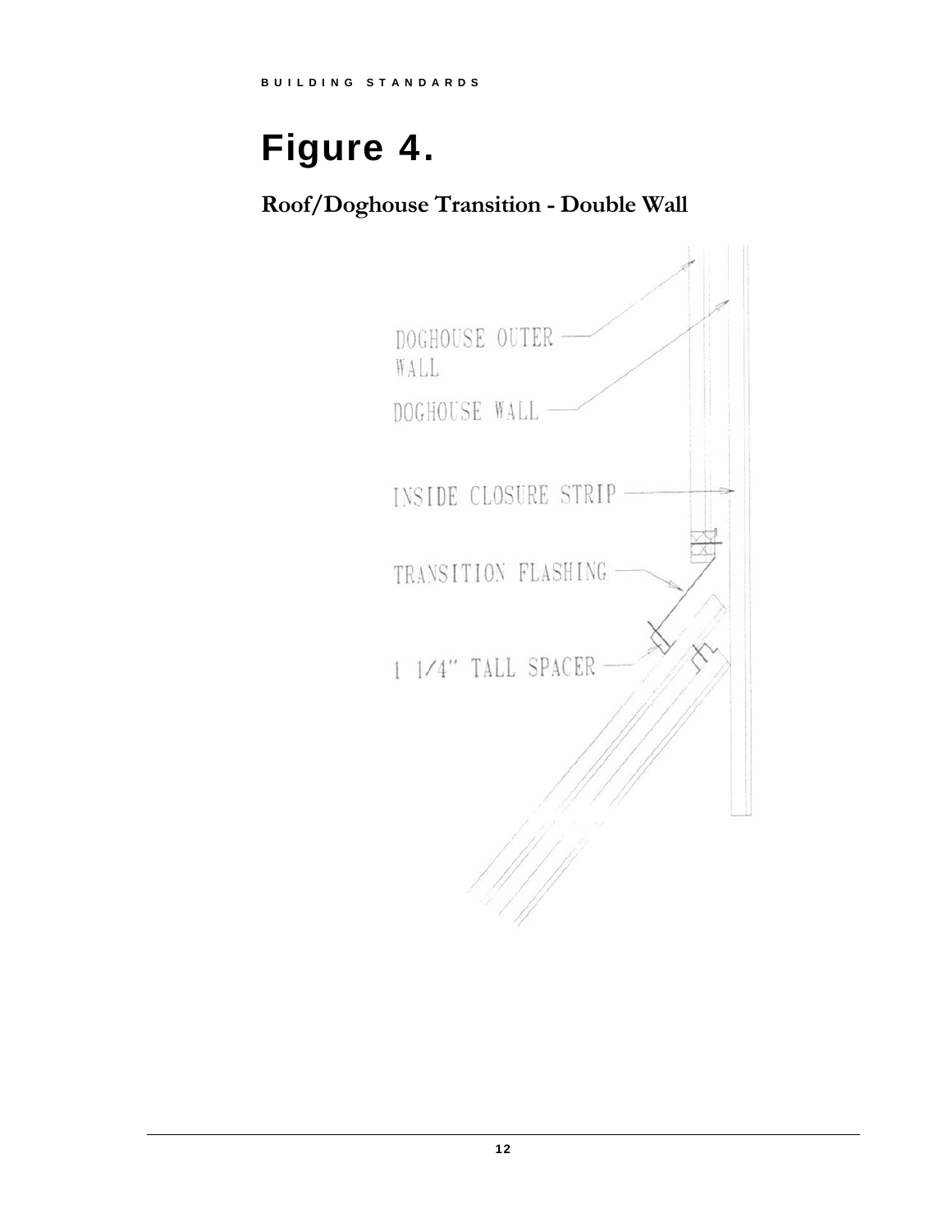# Figure 4.

## Roof/Doghouse Transition - Double Wall

DOGHOUSE OUTER WALL

DOGHOUSE WALL

INSIDE CLOSURE STRIP

TRANSITION FLASHING

1 1/4" TALL SPACER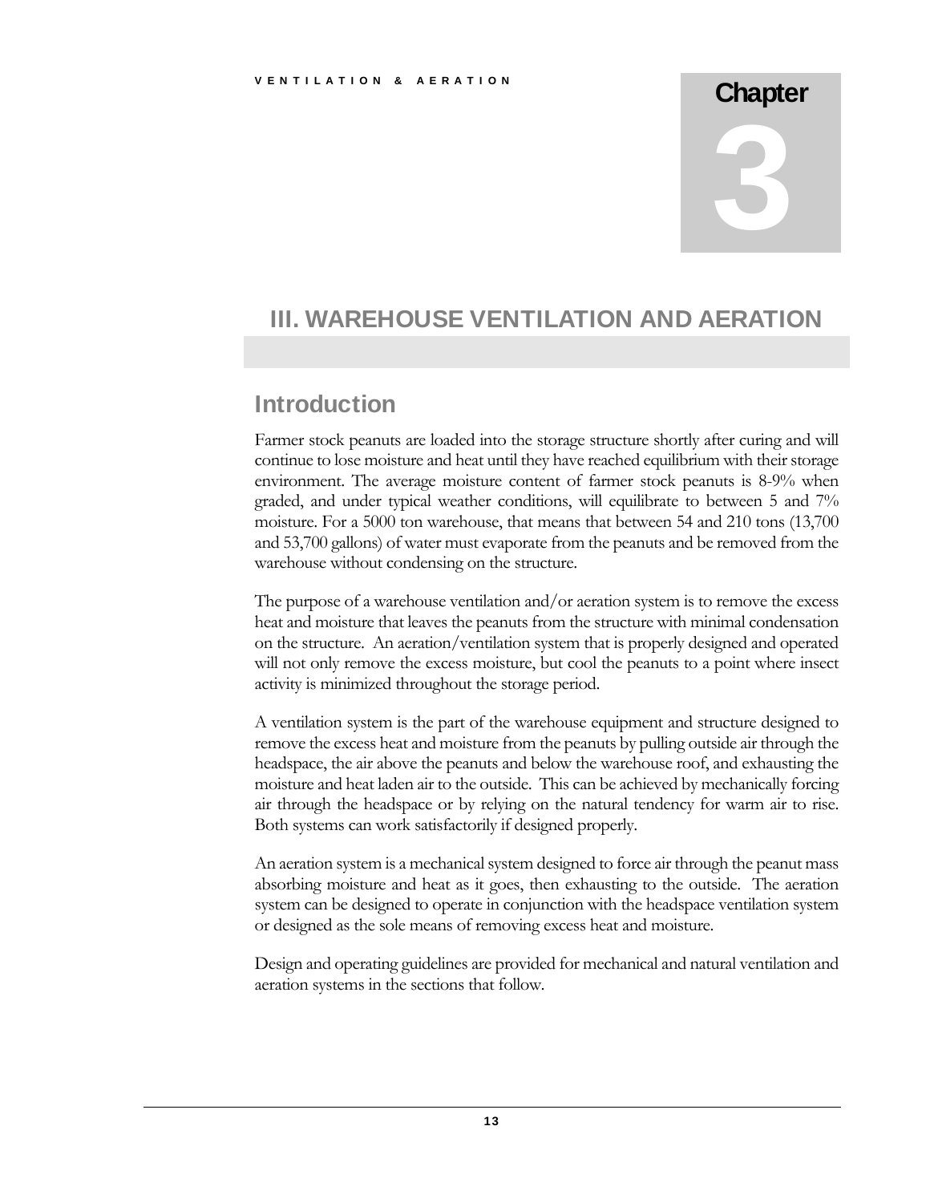# Chapter 3

## III. WAREHOUSE VENTILATION AND AERATION

### Introduction

Farmer stock peanuts are loaded into the storage structure shortly after curing and will continue to lose moisture and heat until they have reached equilibrium with their storage environment. The average moisture content of farmer stock peanuts is 8-9% when graded, and under typical weather conditions, will equilibrate to between 5 and 7% moisture. For a 5000 ton warehouse, that means that between 54 and 210 tons (13,700 and 53,700 gallons) of water must evaporate from the peanuts and be removed from the warehouse without condensing on the structure.

The purpose of a warehouse ventilation and/or aeration system is to remove the excess heat and moisture that leaves the peanuts from the structure with minimal condensation on the structure. An aeration/ventilation system that is properly designed and operated will not only remove the excess moisture, but cool the peanuts to a point where insect activity is minimized throughout the storage period.

A ventilation system is the part of the warehouse equipment and structure designed to remove the excess heat and moisture from the peanuts by pulling outside air through the headspace, the air above the peanuts and below the warehouse roof, and exhausting the moisture and heat laden air to the outside. This can be achieved by mechanically forcing air through the headspace or by relying on the natural tendency for warm air to rise. Both systems can work satisfactorily if designed properly.

An aeration system is a mechanical system designed to force air through the peanut mass absorbing moisture and heat as it goes, then exhausting to the outside. The aeration system can be designed to operate in conjunction with the headspace ventilation system or designed as the sole means of removing excess heat and moisture.

Design and operating guidelines are provided for mechanical and natural ventilation and aeration systems in the sections that follow.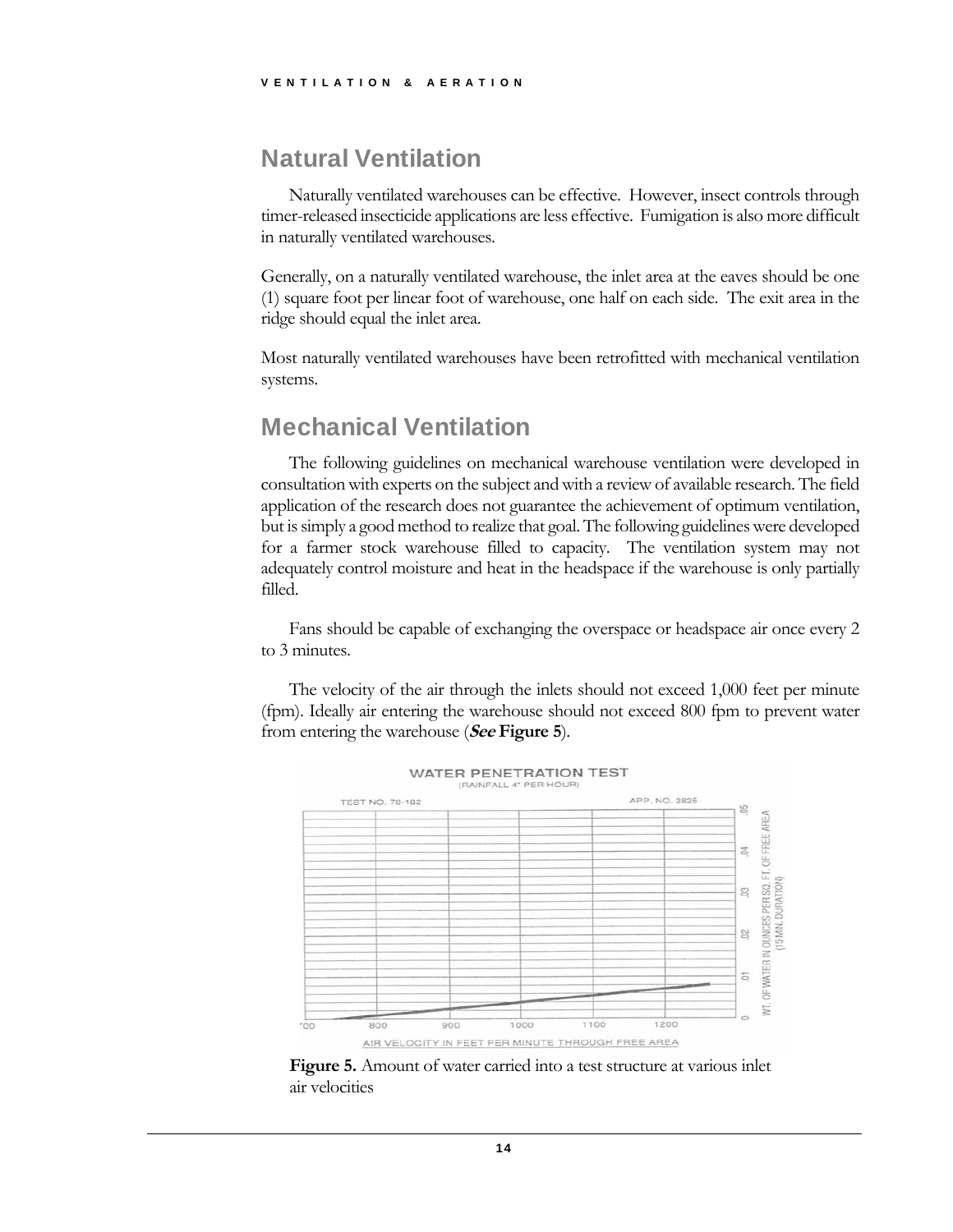## Natural Ventilation

Naturally ventilated warehouses can be effective. However, insect controls through timer-released insecticide applications are less effective. Fumigation is also more difficult in naturally ventilated warehouses.

Generally, on a naturally ventilated warehouse, the inlet area at the eaves should be one (1) square foot per linear foot of warehouse, one half on each side. The exit area in the ridge should equal the inlet area.

Most naturally ventilated warehouses have been retrofitted with mechanical ventilation systems.

## Mechanical Ventilation

The following guidelines on mechanical warehouse ventilation were developed in consultation with experts on the subject and with a review of available research. The field application of the research does not guarantee the achievement of optimum ventilation, but is simply a good method to realize that goal. The following guidelines were developed for a farmer stock warehouse filled to capacity. The ventilation system may not adequately control moisture and heat in the headspace if the warehouse is only partially filled.

Fans should be capable of exchanging the overspace or headspace air once every 2 to 3 minutes.

The velocity of the air through the inlets should not exceed 1,000 feet per minute (fpm). Ideally air entering the warehouse should not exceed 800 fpm to prevent water from entering the warehouse (***See* Figure 5**).

**Figure 5.** Amount of water carried into a test structure at various inlet air velocities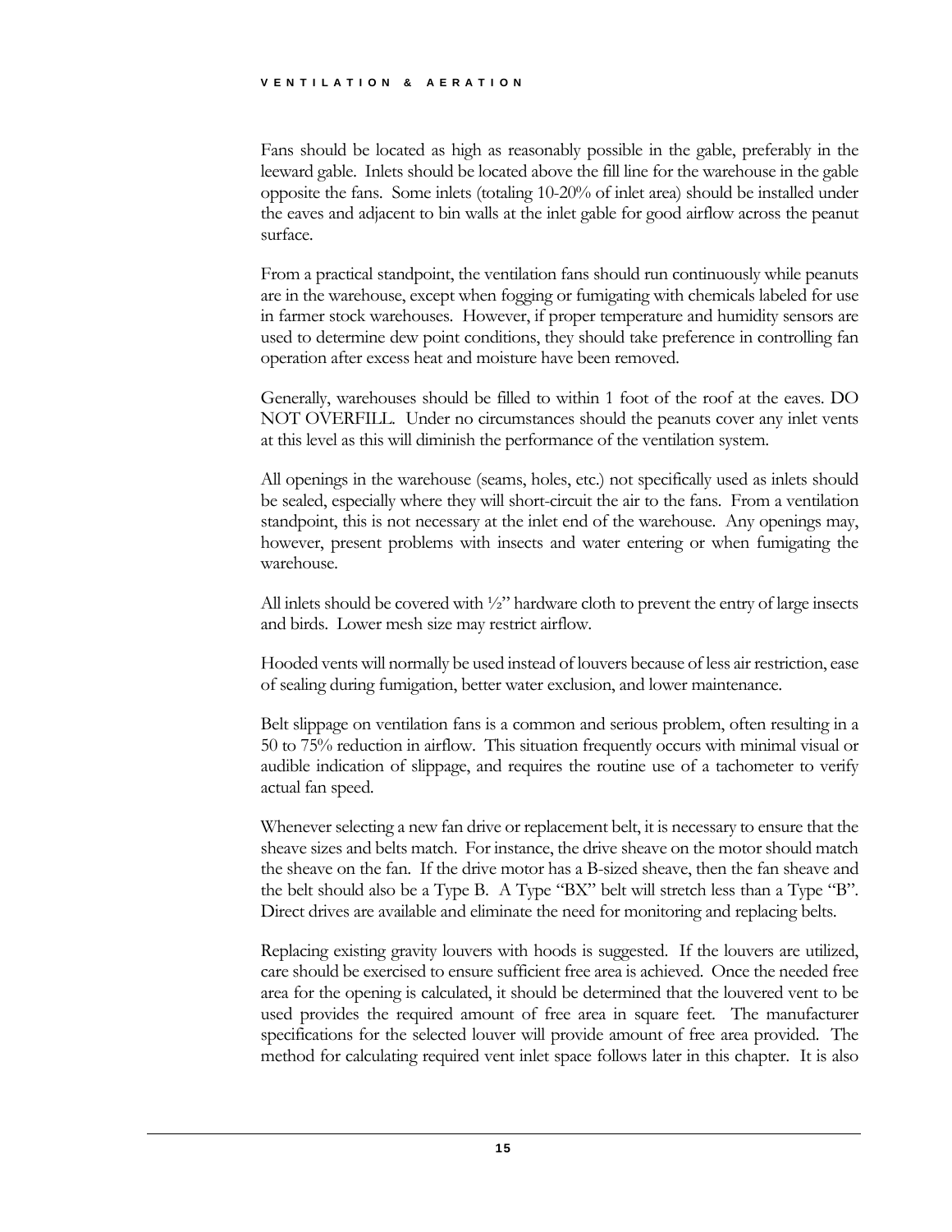Fans should be located as high as reasonably possible in the gable, preferably in the leeward gable. Inlets should be located above the fill line for the warehouse in the gable opposite the fans. Some inlets (totaling 10-20% of inlet area) should be installed under the eaves and adjacent to bin walls at the inlet gable for good airflow across the peanut surface.

From a practical standpoint, the ventilation fans should run continuously while peanuts are in the warehouse, except when fogging or fumigating with chemicals labeled for use in farmer stock warehouses. However, if proper temperature and humidity sensors are used to determine dew point conditions, they should take preference in controlling fan operation after excess heat and moisture have been removed.

Generally, warehouses should be filled to within 1 foot of the roof at the eaves. DO NOT OVERFILL. Under no circumstances should the peanuts cover any inlet vents at this level as this will diminish the performance of the ventilation system.

All openings in the warehouse (seams, holes, etc.) not specifically used as inlets should be sealed, especially where they will short-circuit the air to the fans. From a ventilation standpoint, this is not necessary at the inlet end of the warehouse. Any openings may, however, present problems with insects and water entering or when fumigating the warehouse.

All inlets should be covered with ½" hardware cloth to prevent the entry of large insects and birds. Lower mesh size may restrict airflow.

Hooded vents will normally be used instead of louvers because of less air restriction, ease of sealing during fumigation, better water exclusion, and lower maintenance.

Belt slippage on ventilation fans is a common and serious problem, often resulting in a 50 to 75% reduction in airflow. This situation frequently occurs with minimal visual or audible indication of slippage, and requires the routine use of a tachometer to verify actual fan speed.

Whenever selecting a new fan drive or replacement belt, it is necessary to ensure that the sheave sizes and belts match. For instance, the drive sheave on the motor should match the sheave on the fan. If the drive motor has a B-sized sheave, then the fan sheave and the belt should also be a Type B. A Type "BX" belt will stretch less than a Type "B". Direct drives are available and eliminate the need for monitoring and replacing belts.

Replacing existing gravity louvers with hoods is suggested. If the louvers are utilized, care should be exercised to ensure sufficient free area is achieved. Once the needed free area for the opening is calculated, it should be determined that the louvered vent to be used provides the required amount of free area in square feet. The manufacturer specifications for the selected louver will provide amount of free area provided. The method for calculating required vent inlet space follows later in this chapter. It is also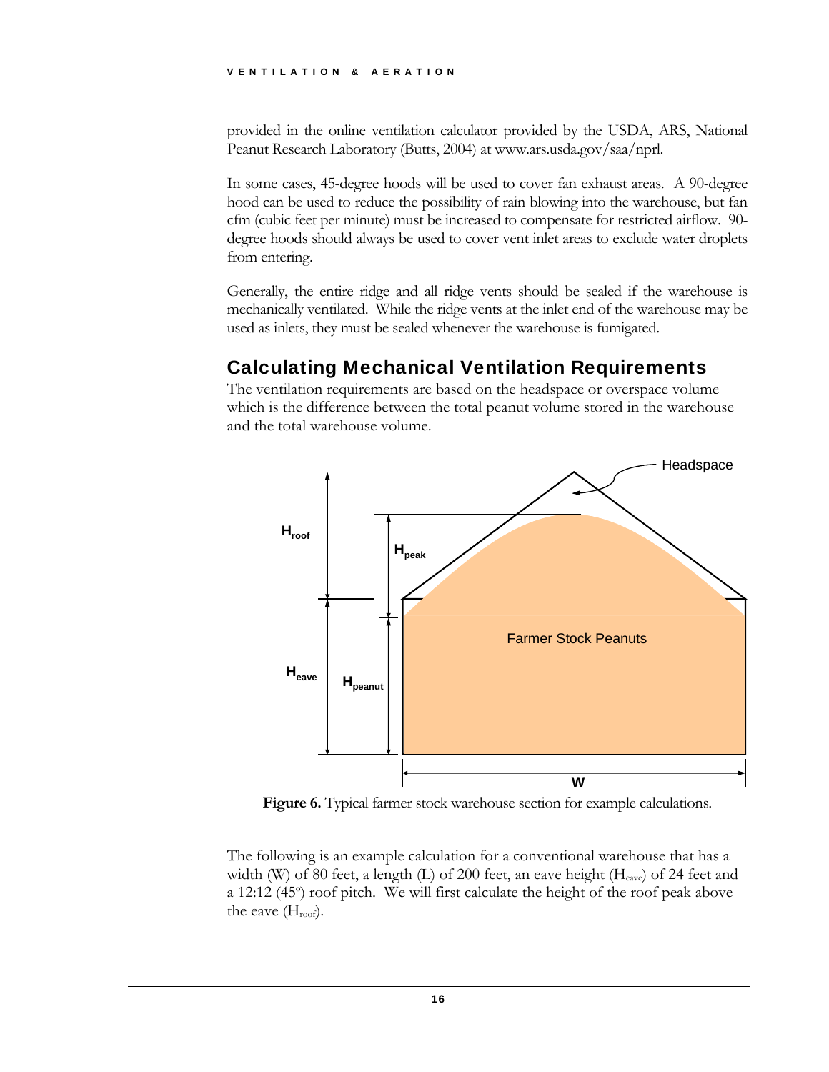provided in the online ventilation calculator provided by the USDA, ARS, National Peanut Research Laboratory (Butts, 2004) at www.ars.usda.gov/saa/nprl.

In some cases, 45-degree hoods will be used to cover fan exhaust areas. A 90-degree hood can be used to reduce the possibility of rain blowing into the warehouse, but fan cfm (cubic feet per minute) must be increased to compensate for restricted airflow. 90-degree hoods should always be used to cover vent inlet areas to exclude water droplets from entering.

Generally, the entire ridge and all ridge vents should be sealed if the warehouse is mechanically ventilated. While the ridge vents at the inlet end of the warehouse may be used as inlets, they must be sealed whenever the warehouse is fumigated.

## Calculating Mechanical Ventilation Requirements

The ventilation requirements are based on the headspace or overspace volume which is the difference between the total peanut volume stored in the warehouse and the total warehouse volume.

**Figure 6.** Typical farmer stock warehouse section for example calculations.

The following is an example calculation for a conventional warehouse that has a width (W) of 80 feet, a length (L) of 200 feet, an eave height ($H_{eave}$) of 24 feet and a 12:12 (45°) roof pitch. We will first calculate the height of the roof peak above the eave ($H_{roof}$).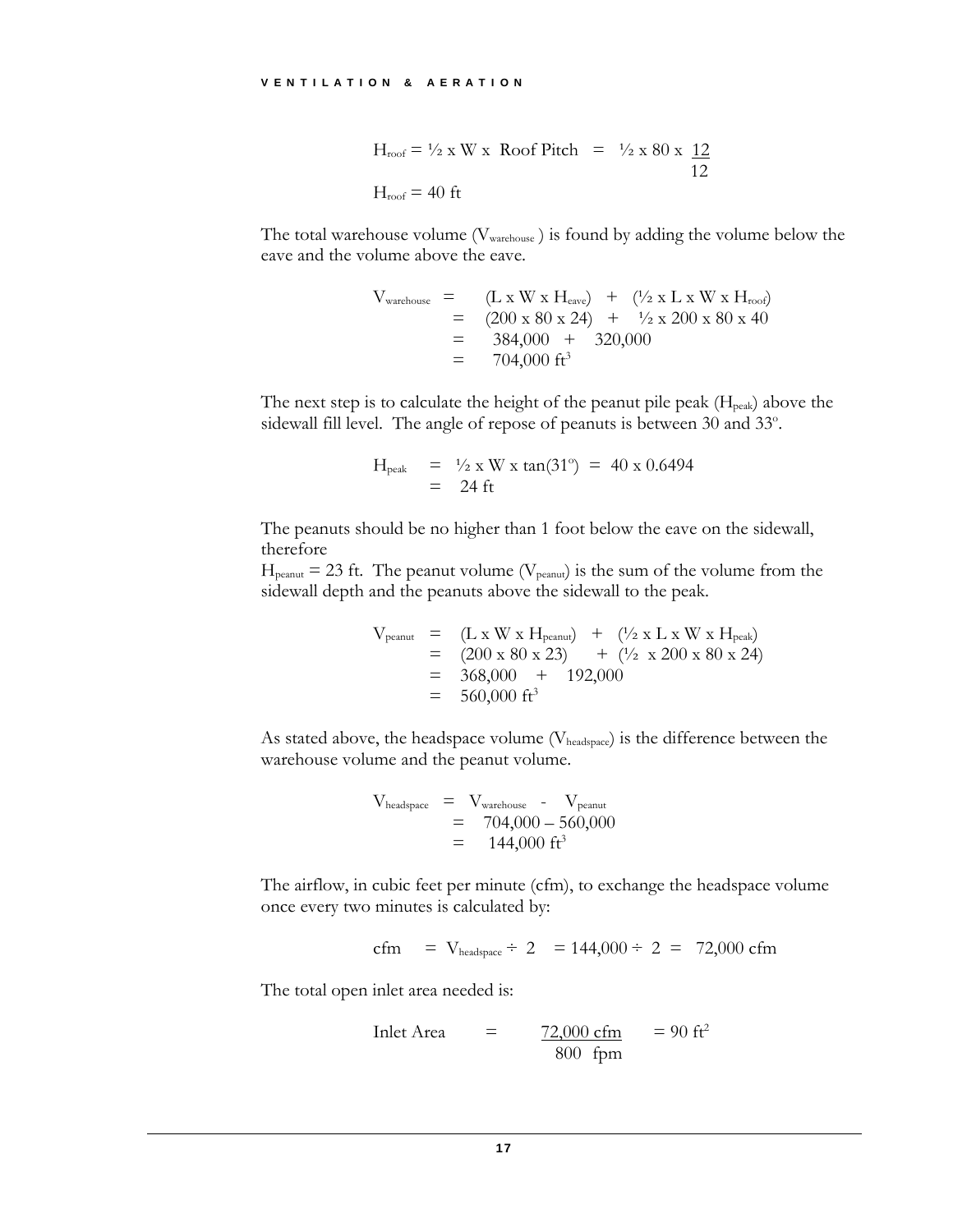$$H_{roof} = \frac{1}{2} \times W \times \text{Roof Pitch} = \frac{1}{2} \times 80 \times \frac{12}{12}$$

$$H_{roof} = 40 \text{ ft}$$

The total warehouse volume ($V_{warehouse}$) is found by adding the volume below the eave and the volume above the eave.

$$
\begin{aligned}
V_{warehouse} &= (L \times W \times H_{eave}) + (\tfrac{1}{2} \times L \times W \times H_{roof}) \\
&= (200 \times 80 \times 24) + \tfrac{1}{2} \times 200 \times 80 \times 40 \\
&= 384{,}000 + 320{,}000 \\
&= 704{,}000 \text{ ft}^3
\end{aligned}
$$

The next step is to calculate the height of the peanut pile peak ($H_{peak}$) above the sidewall fill level. The angle of repose of peanuts is between 30 and 33°.

$$
\begin{aligned}
H_{peak} &= \tfrac{1}{2} \times W \times \tan(31^{o}) = 40 \times 0.6494 \\
&= 24 \text{ ft}
\end{aligned}
$$

The peanuts should be no higher than 1 foot below the eave on the sidewall, therefore
$H_{peanut} = 23$ ft. The peanut volume ($V_{peanut}$) is the sum of the volume from the sidewall depth and the peanuts above the sidewall to the peak.

$$
\begin{aligned}
V_{peanut} &= (L \times W \times H_{peanut}) + (\tfrac{1}{2} \times L \times W \times H_{peak}) \\
&= (200 \times 80 \times 23) + (\tfrac{1}{2} \times 200 \times 80 \times 24) \\
&= 368{,}000 + 192{,}000 \\
&= 560{,}000 \text{ ft}^3
\end{aligned}
$$

As stated above, the headspace volume ($V_{headspace}$) is the difference between the warehouse volume and the peanut volume.

$$
\begin{aligned}
V_{headspace} &= V_{warehouse} - V_{peanut} \\
&= 704{,}000 - 560{,}000 \\
&= 144{,}000 \text{ ft}^3
\end{aligned}
$$

The airflow, in cubic feet per minute (cfm), to exchange the headspace volume once every two minutes is calculated by:

$$\text{cfm} = V_{headspace} \div 2 = 144{,}000 \div 2 = 72{,}000 \text{ cfm}$$

The total open inlet area needed is:

$$\text{Inlet Area} = \frac{72{,}000 \text{ cfm}}{800 \text{ fpm}} = 90 \text{ ft}^2$$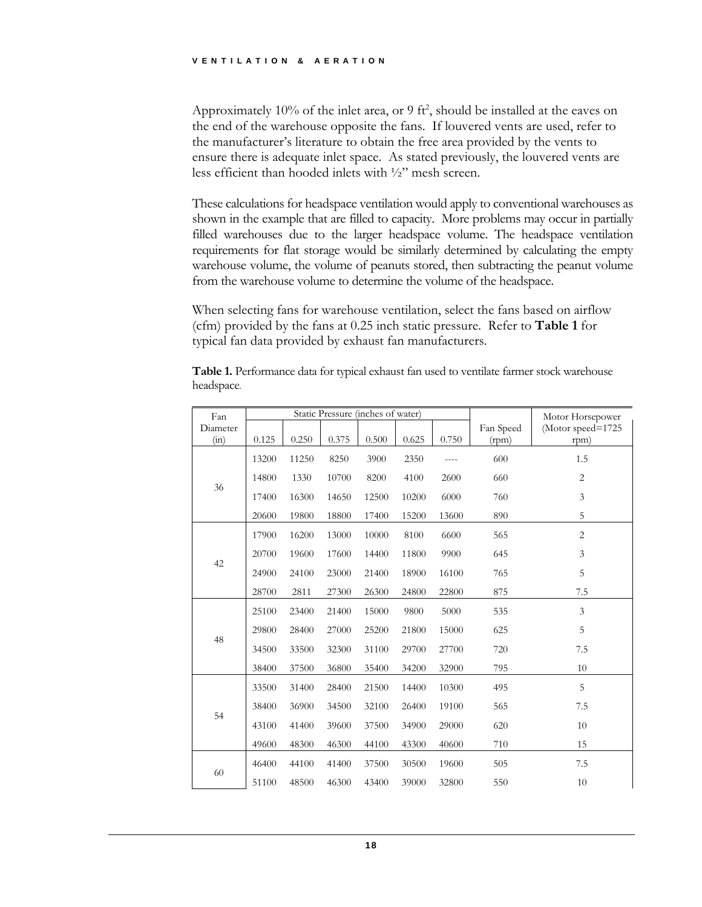Approximately 10% of the inlet area, or 9 $ft^2$, should be installed at the eaves on the end of the warehouse opposite the fans. If louvered vents are used, refer to the manufacturer's literature to obtain the free area provided by the vents to ensure there is adequate inlet space. As stated previously, the louvered vents are less efficient than hooded inlets with ½" mesh screen.

These calculations for headspace ventilation would apply to conventional warehouses as shown in the example that are filled to capacity. More problems may occur in partially filled warehouses due to the larger headspace volume. The headspace ventilation requirements for flat storage would be similarly determined by calculating the empty warehouse volume, the volume of peanuts stored, then subtracting the peanut volume from the warehouse volume to determine the volume of the headspace.

When selecting fans for warehouse ventilation, select the fans based on airflow (cfm) provided by the fans at 0.25 inch static pressure. Refer to **Table 1** for typical fan data provided by exhaust fan manufacturers.

**Table 1.** Performance data for typical exhaust fan used to ventilate farmer stock warehouse headspace.

| Fan Diameter (in) | Static Pressure (inches of water) | | | | | | Fan Speed (rpm) | Motor Horsepower (Motor speed=1725 rpm) |
|---|---|---|---|---|---|---|---|---|
| | 0.125 | 0.250 | 0.375 | 0.500 | 0.625 | 0.750 | | |
| 36 | 13200 | 11250 | 8250 | 3900 | 2350 | ---- | 600 | 1.5 |
| | 14800 | 1330 | 10700 | 8200 | 4100 | 2600 | 660 | 2 |
| | 17400 | 16300 | 14650 | 12500 | 10200 | 6000 | 760 | 3 |
| | 20600 | 19800 | 18800 | 17400 | 15200 | 13600 | 890 | 5 |
| 42 | 17900 | 16200 | 13000 | 10000 | 8100 | 6600 | 565 | 2 |
| | 20700 | 19600 | 17600 | 14400 | 11800 | 9900 | 645 | 3 |
| | 24900 | 24100 | 23000 | 21400 | 18900 | 16100 | 765 | 5 |
| | 28700 | 2811 | 27300 | 26300 | 24800 | 22800 | 875 | 7.5 |
| 48 | 25100 | 23400 | 21400 | 15000 | 9800 | 5000 | 535 | 3 |
| | 29800 | 28400 | 27000 | 25200 | 21800 | 15000 | 625 | 5 |
| | 34500 | 33500 | 32300 | 31100 | 29700 | 27700 | 720 | 7.5 |
| | 38400 | 37500 | 36800 | 35400 | 34200 | 32900 | 795 | 10 |
| 54 | 33500 | 31400 | 28400 | 21500 | 14400 | 10300 | 495 | 5 |
| | 38400 | 36900 | 34500 | 32100 | 26400 | 19100 | 565 | 7.5 |
| | 43100 | 41400 | 39600 | 37500 | 34900 | 29000 | 620 | 10 |
| | 49600 | 48300 | 46300 | 44100 | 43300 | 40600 | 710 | 15 |
| 60 | 46400 | 44100 | 41400 | 37500 | 30500 | 19600 | 505 | 7.5 |
| | 51100 | 48500 | 46300 | 43400 | 39000 | 32800 | 550 | 10 |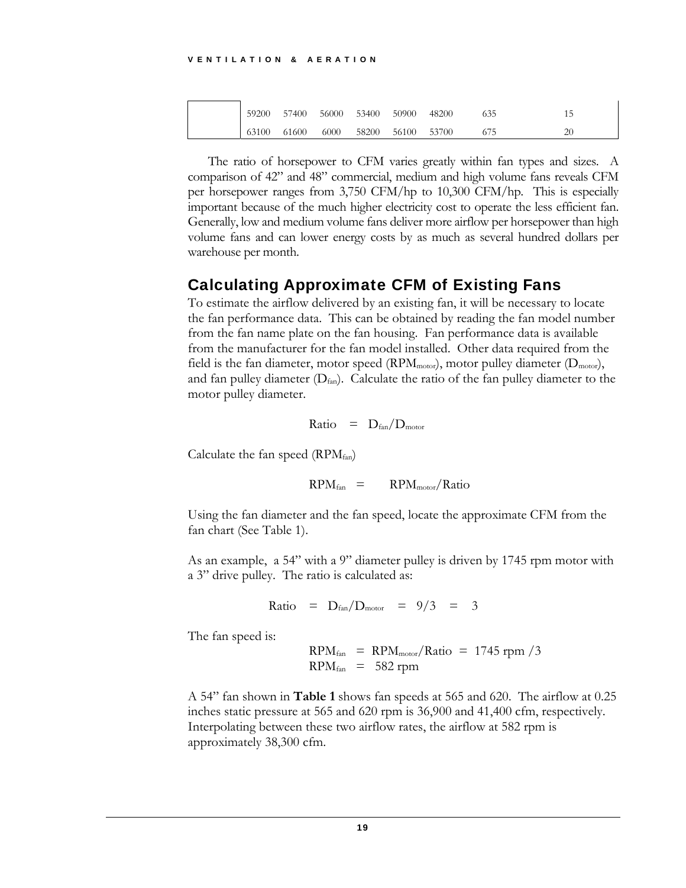|  | 59200 | 57400 | 56000 | 53400 | 50900 | 48200 | 635 | 15 |
|---|---|---|---|---|---|---|---|---|
|  | 63100 | 61600 | 6000 | 58200 | 56100 | 53700 | 675 | 20 |

The ratio of horsepower to CFM varies greatly within fan types and sizes. A comparison of 42" and 48" commercial, medium and high volume fans reveals CFM per horsepower ranges from 3,750 CFM/hp to 10,300 CFM/hp. This is especially important because of the much higher electricity cost to operate the less efficient fan. Generally, low and medium volume fans deliver more airflow per horsepower than high volume fans and can lower energy costs by as much as several hundred dollars per warehouse per month.

## Calculating Approximate CFM of Existing Fans

To estimate the airflow delivered by an existing fan, it will be necessary to locate the fan performance data. This can be obtained by reading the fan model number from the fan name plate on the fan housing. Fan performance data is available from the manufacturer for the fan model installed. Other data required from the field is the fan diameter, motor speed ($RPM_{motor}$), motor pulley diameter ($D_{motor}$), and fan pulley diameter ($D_{fan}$). Calculate the ratio of the fan pulley diameter to the motor pulley diameter.

$$\text{Ratio} = D_{fan}/D_{motor}$$

Calculate the fan speed ($RPM_{fan}$)

$$RPM_{fan} = RPM_{motor}/\text{Ratio}$$

Using the fan diameter and the fan speed, locate the approximate CFM from the fan chart (See Table 1).

As an example, a 54" with a 9" diameter pulley is driven by 1745 rpm motor with a 3" drive pulley. The ratio is calculated as:

$$\text{Ratio} = D_{fan}/D_{motor} = 9/3 = 3$$

The fan speed is:

$$RPM_{fan} = RPM_{motor}/\text{Ratio} = 1745 \text{ rpm} / 3$$
$$RPM_{fan} = 582 \text{ rpm}$$

A 54" fan shown in **Table 1** shows fan speeds at 565 and 620. The airflow at 0.25 inches static pressure at 565 and 620 rpm is 36,900 and 41,400 cfm, respectively. Interpolating between these two airflow rates, the airflow at 582 rpm is approximately 38,300 cfm.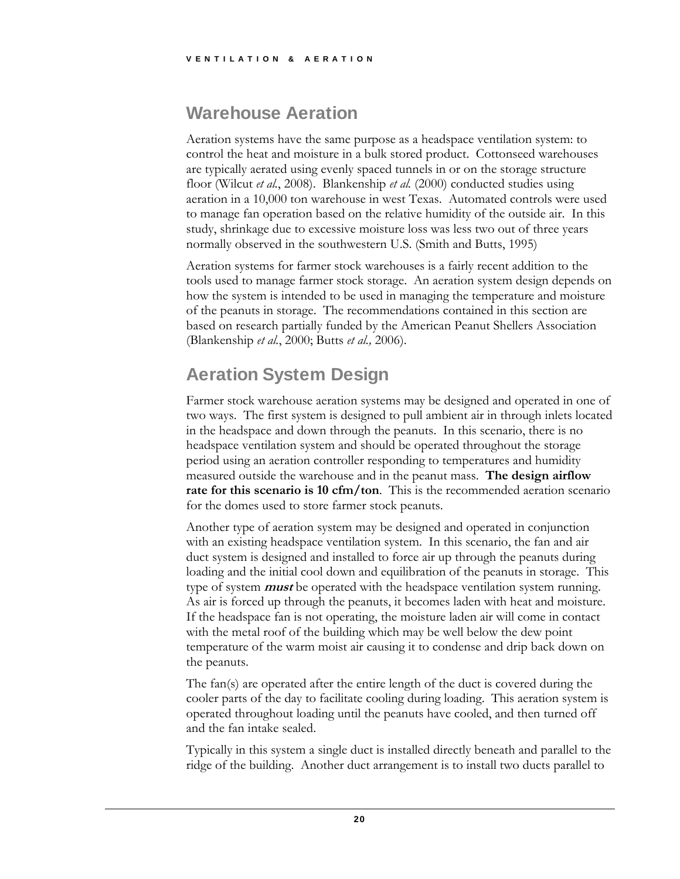## Warehouse Aeration

Aeration systems have the same purpose as a headspace ventilation system: to control the heat and moisture in a bulk stored product. Cottonseed warehouses are typically aerated using evenly spaced tunnels in or on the storage structure floor (Wilcut *et al.*, 2008). Blankenship *et al.* (2000) conducted studies using aeration in a 10,000 ton warehouse in west Texas. Automated controls were used to manage fan operation based on the relative humidity of the outside air. In this study, shrinkage due to excessive moisture loss was less two out of three years normally observed in the southwestern U.S. (Smith and Butts, 1995)

Aeration systems for farmer stock warehouses is a fairly recent addition to the tools used to manage farmer stock storage. An aeration system design depends on how the system is intended to be used in managing the temperature and moisture of the peanuts in storage. The recommendations contained in this section are based on research partially funded by the American Peanut Shellers Association (Blankenship *et al.*, 2000; Butts *et al.,* 2006).

## Aeration System Design

Farmer stock warehouse aeration systems may be designed and operated in one of two ways. The first system is designed to pull ambient air in through inlets located in the headspace and down through the peanuts. In this scenario, there is no headspace ventilation system and should be operated throughout the storage period using an aeration controller responding to temperatures and humidity measured outside the warehouse and in the peanut mass. **The design airflow rate for this scenario is 10 cfm/ton**. This is the recommended aeration scenario for the domes used to store farmer stock peanuts.

Another type of aeration system may be designed and operated in conjunction with an existing headspace ventilation system. In this scenario, the fan and air duct system is designed and installed to force air up through the peanuts during loading and the initial cool down and equilibration of the peanuts in storage. This type of system ***must*** be operated with the headspace ventilation system running. As air is forced up through the peanuts, it becomes laden with heat and moisture. If the headspace fan is not operating, the moisture laden air will come in contact with the metal roof of the building which may be well below the dew point temperature of the warm moist air causing it to condense and drip back down on the peanuts.

The fan(s) are operated after the entire length of the duct is covered during the cooler parts of the day to facilitate cooling during loading. This aeration system is operated throughout loading until the peanuts have cooled, and then turned off and the fan intake sealed.

Typically in this system a single duct is installed directly beneath and parallel to the ridge of the building. Another duct arrangement is to install two ducts parallel to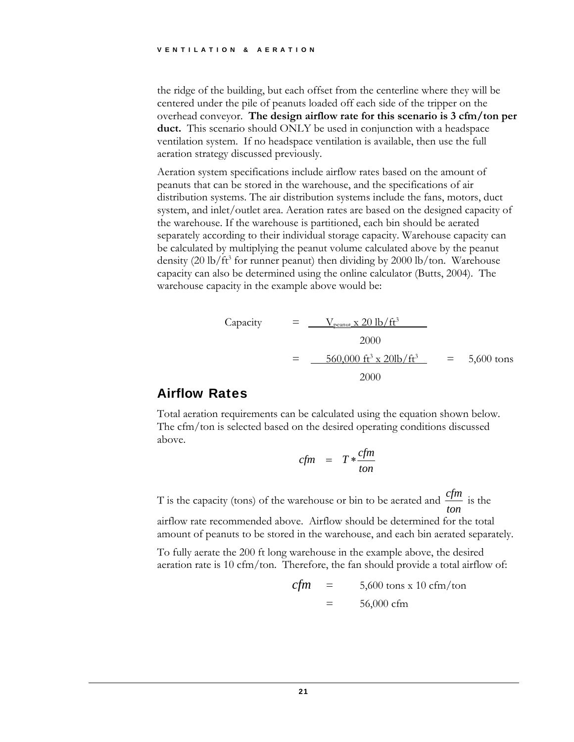the ridge of the building, but each offset from the centerline where they will be centered under the pile of peanuts loaded off each side of the tripper on the overhead conveyor. **The design airflow rate for this scenario is 3 cfm/ton per duct.** This scenario should ONLY be used in conjunction with a headspace ventilation system. If no headspace ventilation is available, then use the full aeration strategy discussed previously.

Aeration system specifications include airflow rates based on the amount of peanuts that can be stored in the warehouse, and the specifications of air distribution systems. The air distribution systems include the fans, motors, duct system, and inlet/outlet area. Aeration rates are based on the designed capacity of the warehouse. If the warehouse is partitioned, each bin should be aerated separately according to their individual storage capacity. Warehouse capacity can be calculated by multiplying the peanut volume calculated above by the peanut density (20 lb/ft$^3$ for runner peanut) then dividing by 2000 lb/ton. Warehouse capacity can also be determined using the online calculator (Butts, 2004). The warehouse capacity in the example above would be:

$$\text{Capacity} = \frac{V_{peanut} \times 20 \text{ lb/ft}^3}{2000}$$

$$= \frac{560{,}000 \text{ ft}^3 \times 20 \text{lb/ft}^3}{2000} = 5{,}600 \text{ tons}$$

## Airflow Rates

Total aeration requirements can be calculated using the equation shown below. The cfm/ton is selected based on the desired operating conditions discussed above.

$$cfm = T * \frac{cfm}{ton}$$

T is the capacity (tons) of the warehouse or bin to be aerated and $\frac{cfm}{ton}$ is the airflow rate recommended above. Airflow should be determined for the total amount of peanuts to be stored in the warehouse, and each bin aerated separately.

To fully aerate the 200 ft long warehouse in the example above, the desired aeration rate is 10 cfm/ton. Therefore, the fan should provide a total airflow of:

$$cfm = 5{,}600 \text{ tons} \times 10 \text{ cfm/ton}$$

$$= 56{,}000 \text{ cfm}$$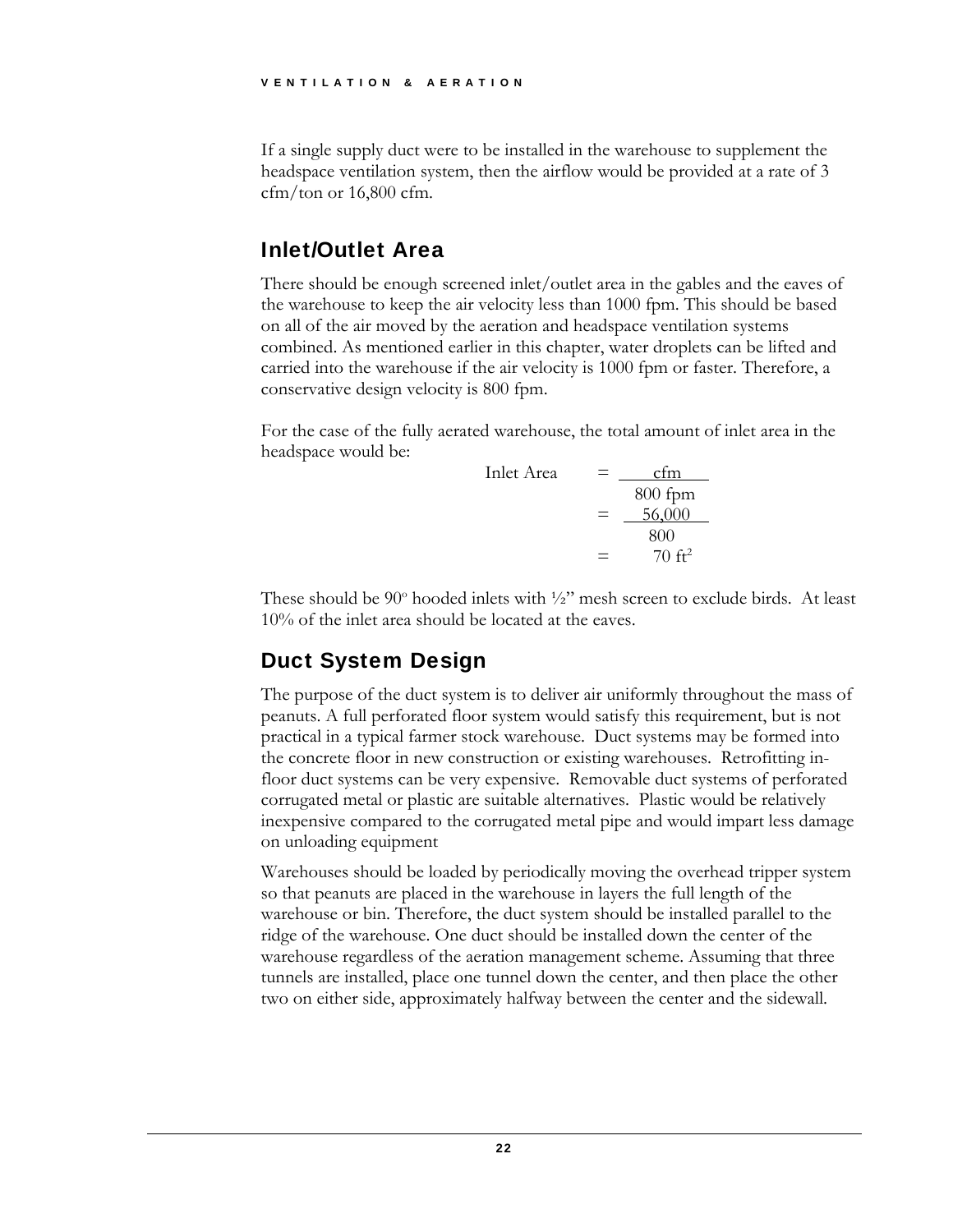If a single supply duct were to be installed in the warehouse to supplement the headspace ventilation system, then the airflow would be provided at a rate of 3 cfm/ton or 16,800 cfm.

## Inlet/Outlet Area

There should be enough screened inlet/outlet area in the gables and the eaves of the warehouse to keep the air velocity less than 1000 fpm. This should be based on all of the air moved by the aeration and headspace ventilation systems combined. As mentioned earlier in this chapter, water droplets can be lifted and carried into the warehouse if the air velocity is 1000 fpm or faster. Therefore, a conservative design velocity is 800 fpm.

For the case of the fully aerated warehouse, the total amount of inlet area in the headspace would be:

$$\text{Inlet Area} = \frac{\text{cfm}}{800 \text{ fpm}} = \frac{56{,}000}{800} = 70 \text{ ft}^2$$

These should be 90° hooded inlets with ½" mesh screen to exclude birds. At least 10% of the inlet area should be located at the eaves.

## Duct System Design

The purpose of the duct system is to deliver air uniformly throughout the mass of peanuts. A full perforated floor system would satisfy this requirement, but is not practical in a typical farmer stock warehouse. Duct systems may be formed into the concrete floor in new construction or existing warehouses. Retrofitting in-floor duct systems can be very expensive. Removable duct systems of perforated corrugated metal or plastic are suitable alternatives. Plastic would be relatively inexpensive compared to the corrugated metal pipe and would impart less damage on unloading equipment

Warehouses should be loaded by periodically moving the overhead tripper system so that peanuts are placed in the warehouse in layers the full length of the warehouse or bin. Therefore, the duct system should be installed parallel to the ridge of the warehouse. One duct should be installed down the center of the warehouse regardless of the aeration management scheme. Assuming that three tunnels are installed, place one tunnel down the center, and then place the other two on either side, approximately halfway between the center and the sidewall.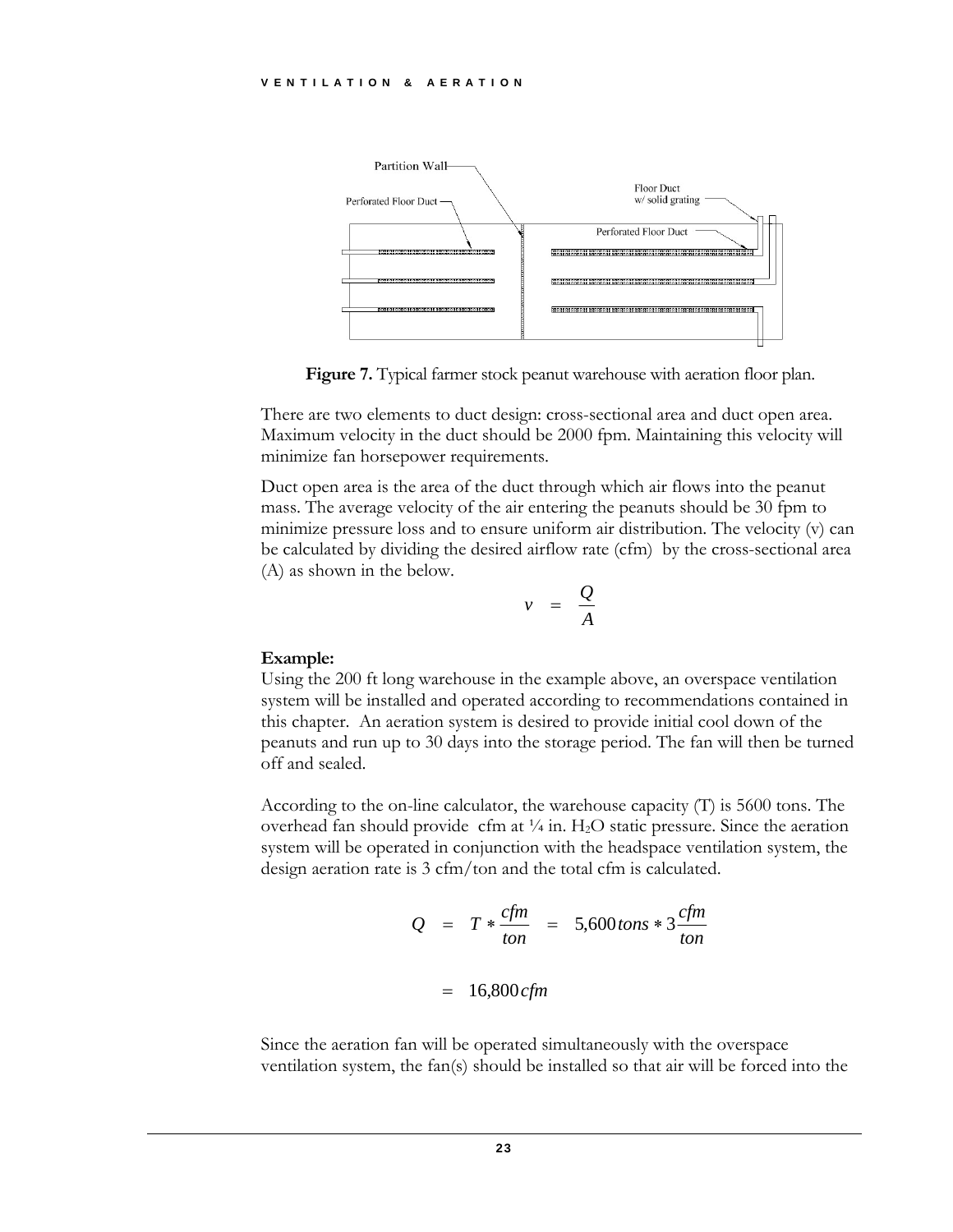Figure 7. Typical farmer stock peanut warehouse with aeration floor plan.

There are two elements to duct design: cross-sectional area and duct open area. Maximum velocity in the duct should be 2000 fpm. Maintaining this velocity will minimize fan horsepower requirements.

Duct open area is the area of the duct through which air flows into the peanut mass. The average velocity of the air entering the peanuts should be 30 fpm to minimize pressure loss and to ensure uniform air distribution. The velocity (v) can be calculated by dividing the desired airflow rate (cfm) by the cross-sectional area (A) as shown in the below.

$$v = \frac{Q}{A}$$

**Example:**

Using the 200 ft long warehouse in the example above, an overspace ventilation system will be installed and operated according to recommendations contained in this chapter. An aeration system is desired to provide initial cool down of the peanuts and run up to 30 days into the storage period. The fan will then be turned off and sealed.

According to the on-line calculator, the warehouse capacity (T) is 5600 tons. The overhead fan should provide cfm at ¼ in. $H_2O$ static pressure. Since the aeration system will be operated in conjunction with the headspace ventilation system, the design aeration rate is 3 cfm/ton and the total cfm is calculated.

$$Q = T * \frac{cfm}{ton} = 5{,}600\,tons * 3\frac{cfm}{ton}$$

$$= 16{,}800\,cfm$$

Since the aeration fan will be operated simultaneously with the overspace ventilation system, the fan(s) should be installed so that air will be forced into the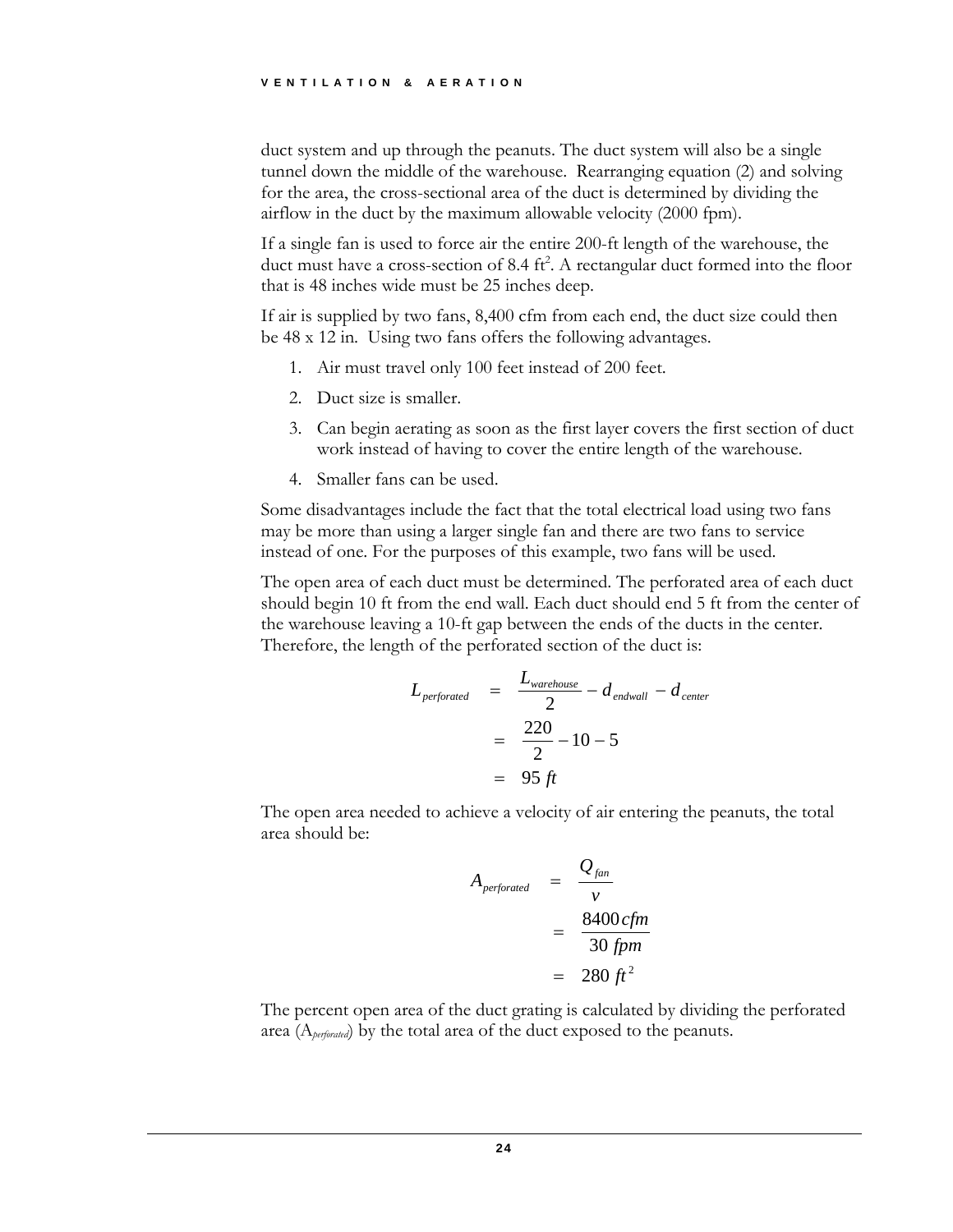duct system and up through the peanuts. The duct system will also be a single tunnel down the middle of the warehouse. Rearranging equation (2) and solving for the area, the cross-sectional area of the duct is determined by dividing the airflow in the duct by the maximum allowable velocity (2000 fpm).

If a single fan is used to force air the entire 200-ft length of the warehouse, the duct must have a cross-section of 8.4 $ft^2$. A rectangular duct formed into the floor that is 48 inches wide must be 25 inches deep.

If air is supplied by two fans, 8,400 cfm from each end, the duct size could then be 48 x 12 in. Using two fans offers the following advantages.

1. Air must travel only 100 feet instead of 200 feet.
2. Duct size is smaller.
3. Can begin aerating as soon as the first layer covers the first section of duct work instead of having to cover the entire length of the warehouse.
4. Smaller fans can be used.

Some disadvantages include the fact that the total electrical load using two fans may be more than using a larger single fan and there are two fans to service instead of one. For the purposes of this example, two fans will be used.

The open area of each duct must be determined. The perforated area of each duct should begin 10 ft from the end wall. Each duct should end 5 ft from the center of the warehouse leaving a 10-ft gap between the ends of the ducts in the center. Therefore, the length of the perforated section of the duct is:

$$
\begin{aligned}
L_{perforated} &= \frac{L_{warehouse}}{2} - d_{endwall} - d_{center} \\
&= \frac{220}{2} - 10 - 5 \\
&= 95\ ft
\end{aligned}
$$

The open area needed to achieve a velocity of air entering the peanuts, the total area should be:

$$
\begin{aligned}
A_{perforated} &= \frac{Q_{fan}}{v} \\
&= \frac{8400\,cfm}{30\ fpm} \\
&= 280\ ft^2
\end{aligned}
$$

The percent open area of the duct grating is calculated by dividing the perforated area ($A_{perforated}$) by the total area of the duct exposed to the peanuts.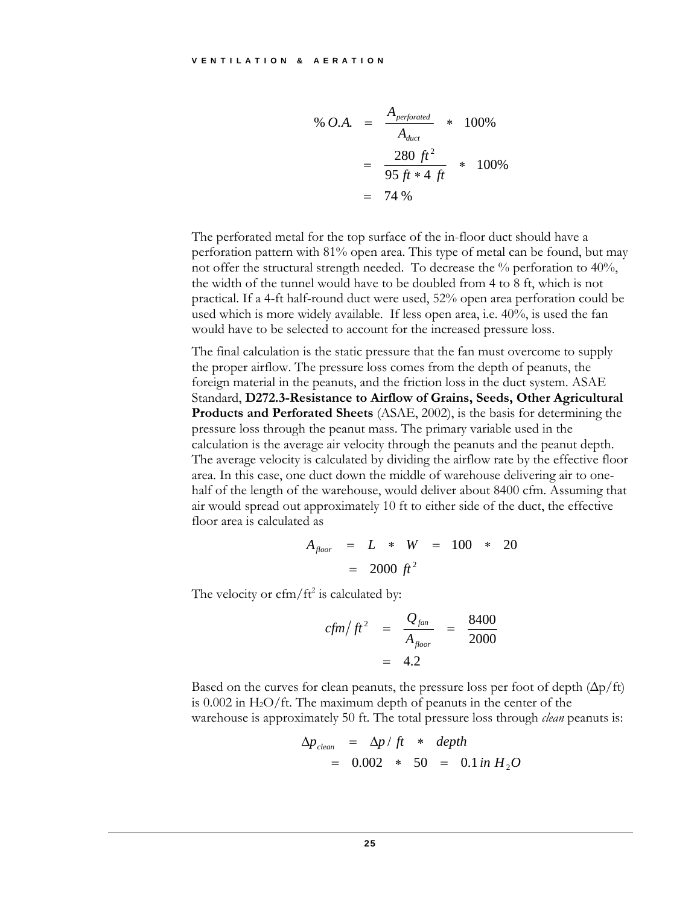$$\% \, O.A. = \frac{A_{perforated}}{A_{duct}} * 100\% = \frac{280 \; ft^2}{95 \; ft * 4 \; ft} * 100\% = 74 \, \%$$

The perforated metal for the top surface of the in-floor duct should have a perforation pattern with 81% open area. This type of metal can be found, but may not offer the structural strength needed. To decrease the % perforation to 40%, the width of the tunnel would have to be doubled from 4 to 8 ft, which is not practical. If a 4-ft half-round duct were used, 52% open area perforation could be used which is more widely available. If less open area, i.e. 40%, is used the fan would have to be selected to account for the increased pressure loss.

The final calculation is the static pressure that the fan must overcome to supply the proper airflow. The pressure loss comes from the depth of peanuts, the foreign material in the peanuts, and the friction loss in the duct system. ASAE Standard, **D272.3-Resistance to Airflow of Grains, Seeds, Other Agricultural Products and Perforated Sheets** (ASAE, 2002), is the basis for determining the pressure loss through the peanut mass. The primary variable used in the calculation is the average air velocity through the peanuts and the peanut depth. The average velocity is calculated by dividing the airflow rate by the effective floor area. In this case, one duct down the middle of warehouse delivering air to one-half of the length of the warehouse, would deliver about 8400 cfm. Assuming that air would spread out approximately 10 ft to either side of the duct, the effective floor area is calculated as

$$A_{floor} = L * W = 100 * 20 = 2000 \; ft^2$$

The velocity or cfm/ft$^2$ is calculated by:

$$cfm / ft^2 = \frac{Q_{fan}}{A_{floor}} = \frac{8400}{2000} = 4.2$$

Based on the curves for clean peanuts, the pressure loss per foot of depth ($\Delta p$/ft) is 0.002 in $H_2O$/ft. The maximum depth of peanuts in the center of the warehouse is approximately 50 ft. The total pressure loss through *clean* peanuts is:

$$\Delta p_{clean} = \Delta p / ft * depth = 0.002 * 50 = 0.1 \, in \; H_2O$$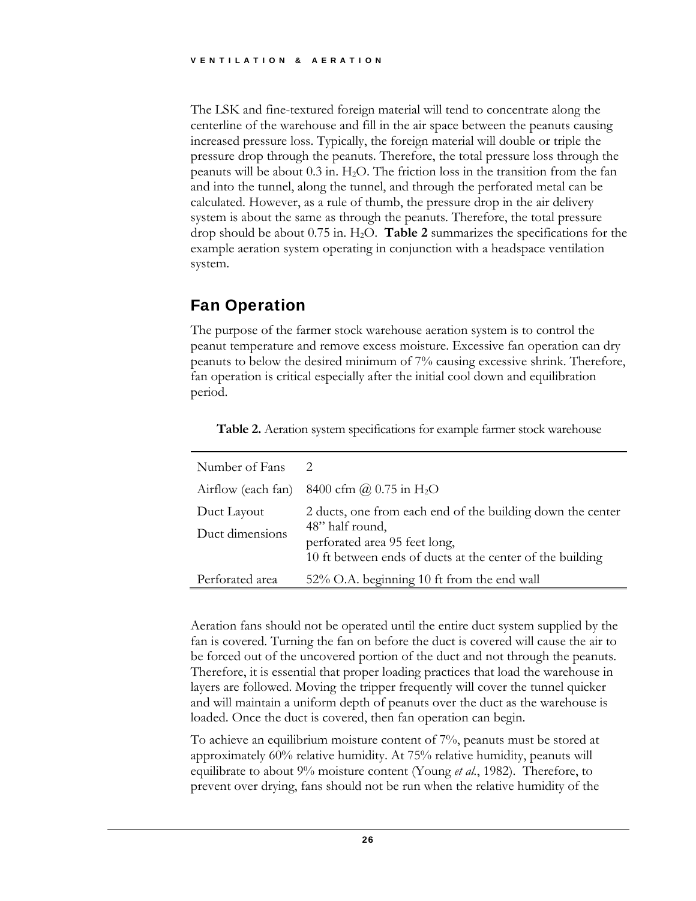The LSK and fine-textured foreign material will tend to concentrate along the centerline of the warehouse and fill in the air space between the peanuts causing increased pressure loss. Typically, the foreign material will double or triple the pressure drop through the peanuts. Therefore, the total pressure loss through the peanuts will be about 0.3 in. $H_2O$. The friction loss in the transition from the fan and into the tunnel, along the tunnel, and through the perforated metal can be calculated. However, as a rule of thumb, the pressure drop in the air delivery system is about the same as through the peanuts. Therefore, the total pressure drop should be about 0.75 in. $H_2O$. **Table 2** summarizes the specifications for the example aeration system operating in conjunction with a headspace ventilation system.

## Fan Operation

The purpose of the farmer stock warehouse aeration system is to control the peanut temperature and remove excess moisture. Excessive fan operation can dry peanuts to below the desired minimum of 7% causing excessive shrink. Therefore, fan operation is critical especially after the initial cool down and equilibration period.

**Table 2.** Aeration system specifications for example farmer stock warehouse

| | |
|---|---|
| Number of Fans | 2 |
| Airflow (each fan) | 8400 cfm @ 0.75 in $H_2O$ |
| Duct Layout | 2 ducts, one from each end of the building down the center |
| Duct dimensions | 48" half round, perforated area 95 feet long, 10 ft between ends of ducts at the center of the building |
| Perforated area | 52% O.A. beginning 10 ft from the end wall |

Aeration fans should not be operated until the entire duct system supplied by the fan is covered. Turning the fan on before the duct is covered will cause the air to be forced out of the uncovered portion of the duct and not through the peanuts. Therefore, it is essential that proper loading practices that load the warehouse in layers are followed. Moving the tripper frequently will cover the tunnel quicker and will maintain a uniform depth of peanuts over the duct as the warehouse is loaded. Once the duct is covered, then fan operation can begin.

To achieve an equilibrium moisture content of 7%, peanuts must be stored at approximately 60% relative humidity. At 75% relative humidity, peanuts will equilibrate to about 9% moisture content (Young *et al.*, 1982). Therefore, to prevent over drying, fans should not be run when the relative humidity of the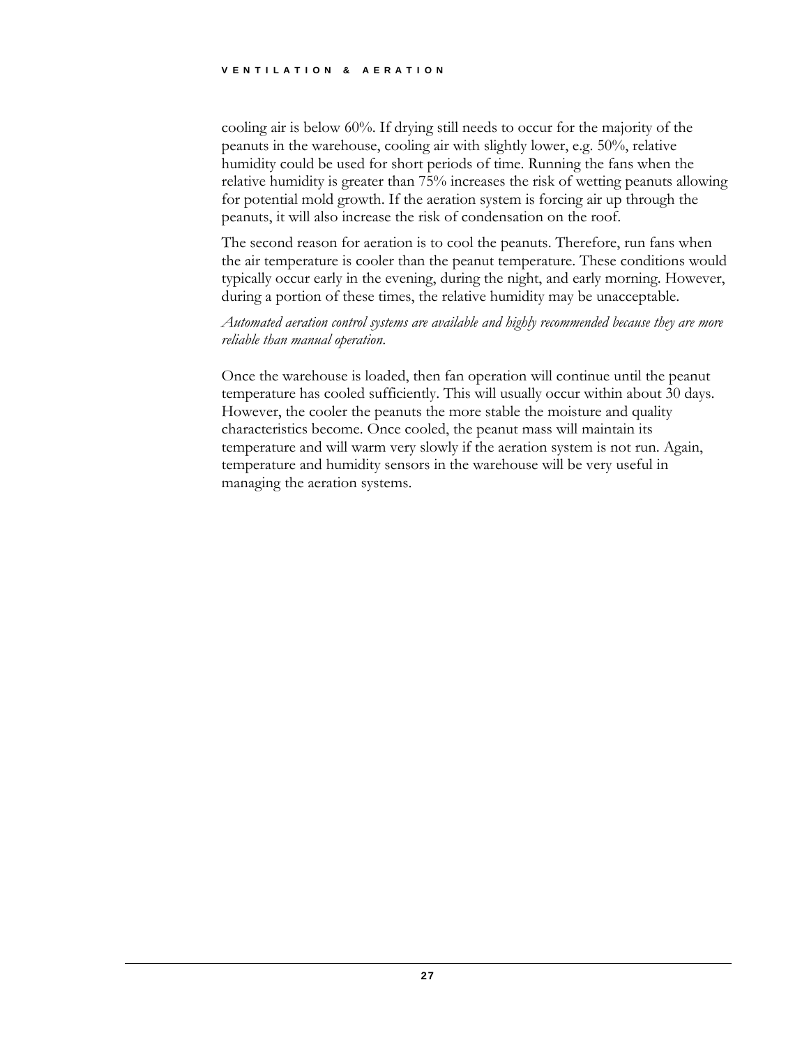cooling air is below 60%. If drying still needs to occur for the majority of the peanuts in the warehouse, cooling air with slightly lower, e.g. 50%, relative humidity could be used for short periods of time. Running the fans when the relative humidity is greater than 75% increases the risk of wetting peanuts allowing for potential mold growth. If the aeration system is forcing air up through the peanuts, it will also increase the risk of condensation on the roof.

The second reason for aeration is to cool the peanuts. Therefore, run fans when the air temperature is cooler than the peanut temperature. These conditions would typically occur early in the evening, during the night, and early morning. However, during a portion of these times, the relative humidity may be unacceptable.

*Automated aeration control systems are available and highly recommended because they are more reliable than manual operation.*

Once the warehouse is loaded, then fan operation will continue until the peanut temperature has cooled sufficiently. This will usually occur within about 30 days. However, the cooler the peanuts the more stable the moisture and quality characteristics become. Once cooled, the peanut mass will maintain its temperature and will warm very slowly if the aeration system is not run. Again, temperature and humidity sensors in the warehouse will be very useful in managing the aeration systems.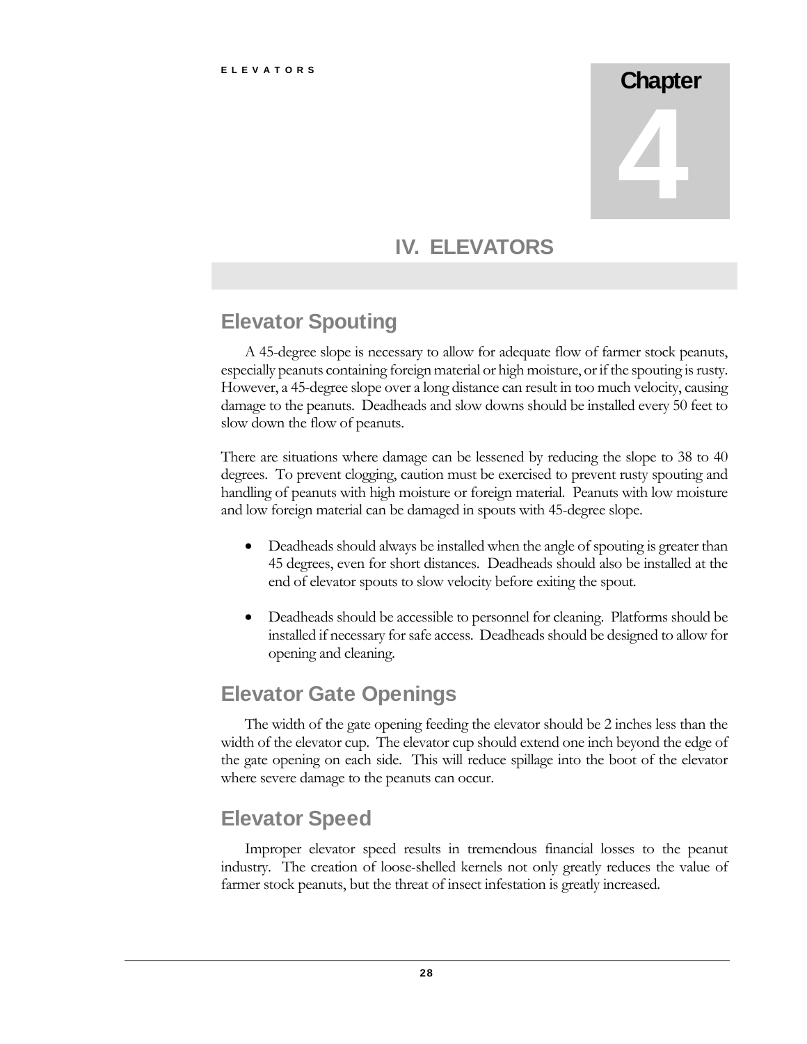# Chapter 4

# IV. ELEVATORS

## Elevator Spouting

A 45-degree slope is necessary to allow for adequate flow of farmer stock peanuts, especially peanuts containing foreign material or high moisture, or if the spouting is rusty. However, a 45-degree slope over a long distance can result in too much velocity, causing damage to the peanuts. Deadheads and slow downs should be installed every 50 feet to slow down the flow of peanuts.

There are situations where damage can be lessened by reducing the slope to 38 to 40 degrees. To prevent clogging, caution must be exercised to prevent rusty spouting and handling of peanuts with high moisture or foreign material. Peanuts with low moisture and low foreign material can be damaged in spouts with 45-degree slope.

- Deadheads should always be installed when the angle of spouting is greater than 45 degrees, even for short distances. Deadheads should also be installed at the end of elevator spouts to slow velocity before exiting the spout.

- Deadheads should be accessible to personnel for cleaning. Platforms should be installed if necessary for safe access. Deadheads should be designed to allow for opening and cleaning.

## Elevator Gate Openings

The width of the gate opening feeding the elevator should be 2 inches less than the width of the elevator cup. The elevator cup should extend one inch beyond the edge of the gate opening on each side. This will reduce spillage into the boot of the elevator where severe damage to the peanuts can occur.

## Elevator Speed

Improper elevator speed results in tremendous financial losses to the peanut industry. The creation of loose-shelled kernels not only greatly reduces the value of farmer stock peanuts, but the threat of insect infestation is greatly increased.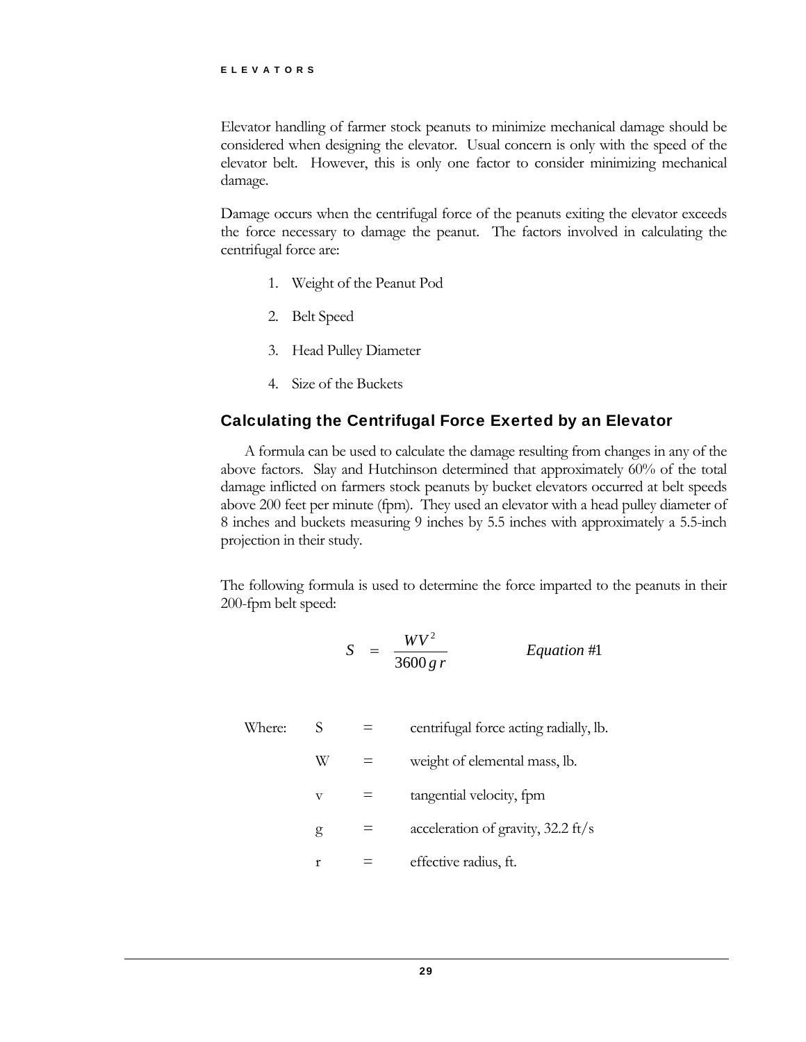Elevator handling of farmer stock peanuts to minimize mechanical damage should be considered when designing the elevator. Usual concern is only with the speed of the elevator belt. However, this is only one factor to consider minimizing mechanical damage.

Damage occurs when the centrifugal force of the peanuts exiting the elevator exceeds the force necessary to damage the peanut. The factors involved in calculating the centrifugal force are:

1. Weight of the Peanut Pod
2. Belt Speed
3. Head Pulley Diameter
4. Size of the Buckets

## Calculating the Centrifugal Force Exerted by an Elevator

A formula can be used to calculate the damage resulting from changes in any of the above factors. Slay and Hutchinson determined that approximately 60% of the total damage inflicted on farmers stock peanuts by bucket elevators occurred at belt speeds above 200 feet per minute (fpm). They used an elevator with a head pulley diameter of 8 inches and buckets measuring 9 inches by 5.5 inches with approximately a 5.5-inch projection in their study.

The following formula is used to determine the force imparted to the peanuts in their 200-fpm belt speed:

$$S = \frac{WV^2}{3600\,g\,r} \qquad \textit{Equation \#1}$$

Where:

| | | |
|---|---|---|
| S | = | centrifugal force acting radially, lb. |
| W | = | weight of elemental mass, lb. |
| v | = | tangential velocity, fpm |
| g | = | acceleration of gravity, 32.2 ft/s |
| r | = | effective radius, ft. |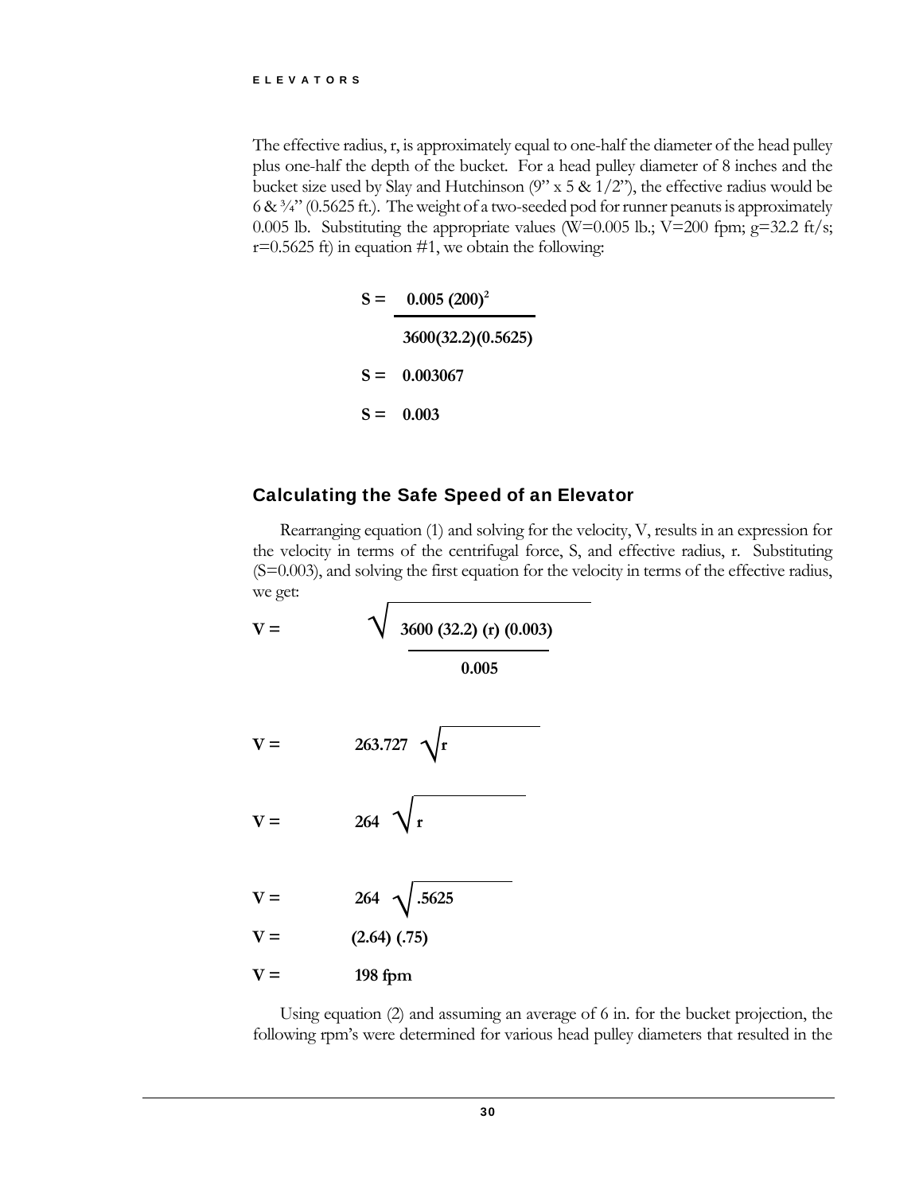The effective radius, r, is approximately equal to one-half the diameter of the head pulley plus one-half the depth of the bucket. For a head pulley diameter of 8 inches and the bucket size used by Slay and Hutchinson (9" x 5 & 1/2"), the effective radius would be 6 & ¾" (0.5625 ft.). The weight of a two-seeded pod for runner peanuts is approximately 0.005 lb. Substituting the appropriate values (W=0.005 lb.; V=200 fpm; g=32.2 ft/s; r=0.5625 ft) in equation #1, we obtain the following:

$$\mathbf{S = \frac{0.005\,(200)^2}{3600(32.2)(0.5625)}}$$

$$\mathbf{S = 0.003067}$$

$$\mathbf{S = 0.003}$$

## Calculating the Safe Speed of an Elevator

Rearranging equation (1) and solving for the velocity, V, results in an expression for the velocity in terms of the centrifugal force, S, and effective radius, r. Substituting (S=0.003), and solving the first equation for the velocity in terms of the effective radius, we get:

$$\mathbf{V = \sqrt{\frac{3600\,(32.2)\,(r)\,(0.003)}{0.005}}}$$

$$\mathbf{V = 263.727\sqrt{r}}$$

$$\mathbf{V = 264\sqrt{r}}$$

$$\mathbf{V = 264\sqrt{.5625}}$$

$$\mathbf{V = (2.64)\,(.75)}$$

$$\mathbf{V = 198\ fpm}$$

Using equation (2) and assuming an average of 6 in. for the bucket projection, the following rpm's were determined for various head pulley diameters that resulted in the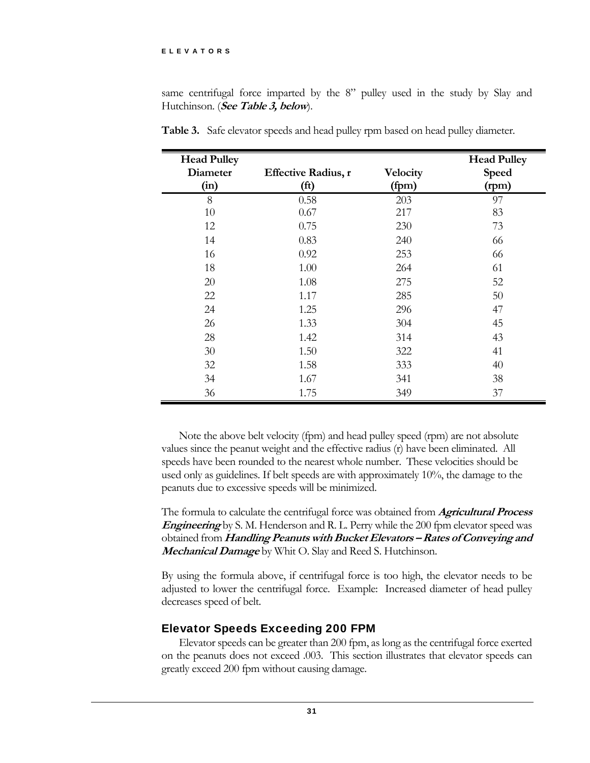same centrifugal force imparted by the 8" pulley used in the study by Slay and Hutchinson. (***See Table 3, below***).

**Table 3.** Safe elevator speeds and head pulley rpm based on head pulley diameter.

| Head Pulley Diameter (in) | Effective Radius, r (ft) | Velocity (fpm) | Head Pulley Speed (rpm) |
|---|---|---|---|
| 8 | 0.58 | 203 | 97 |
| 10 | 0.67 | 217 | 83 |
| 12 | 0.75 | 230 | 73 |
| 14 | 0.83 | 240 | 66 |
| 16 | 0.92 | 253 | 66 |
| 18 | 1.00 | 264 | 61 |
| 20 | 1.08 | 275 | 52 |
| 22 | 1.17 | 285 | 50 |
| 24 | 1.25 | 296 | 47 |
| 26 | 1.33 | 304 | 45 |
| 28 | 1.42 | 314 | 43 |
| 30 | 1.50 | 322 | 41 |
| 32 | 1.58 | 333 | 40 |
| 34 | 1.67 | 341 | 38 |
| 36 | 1.75 | 349 | 37 |

Note the above belt velocity (fpm) and head pulley speed (rpm) are not absolute values since the peanut weight and the effective radius (r) have been eliminated. All speeds have been rounded to the nearest whole number. These velocities should be used only as guidelines. If belt speeds are with approximately 10%, the damage to the peanuts due to excessive speeds will be minimized.

The formula to calculate the centrifugal force was obtained from ***Agricultural Process Engineering*** by S. M. Henderson and R. L. Perry while the 200 fpm elevator speed was obtained from ***Handling Peanuts with Bucket Elevators – Rates of Conveying and Mechanical Damage*** by Whit O. Slay and Reed S. Hutchinson.

By using the formula above, if centrifugal force is too high, the elevator needs to be adjusted to lower the centrifugal force. Example: Increased diameter of head pulley decreases speed of belt.

## Elevator Speeds Exceeding 200 FPM

Elevator speeds can be greater than 200 fpm, as long as the centrifugal force exerted on the peanuts does not exceed .003. This section illustrates that elevator speeds can greatly exceed 200 fpm without causing damage.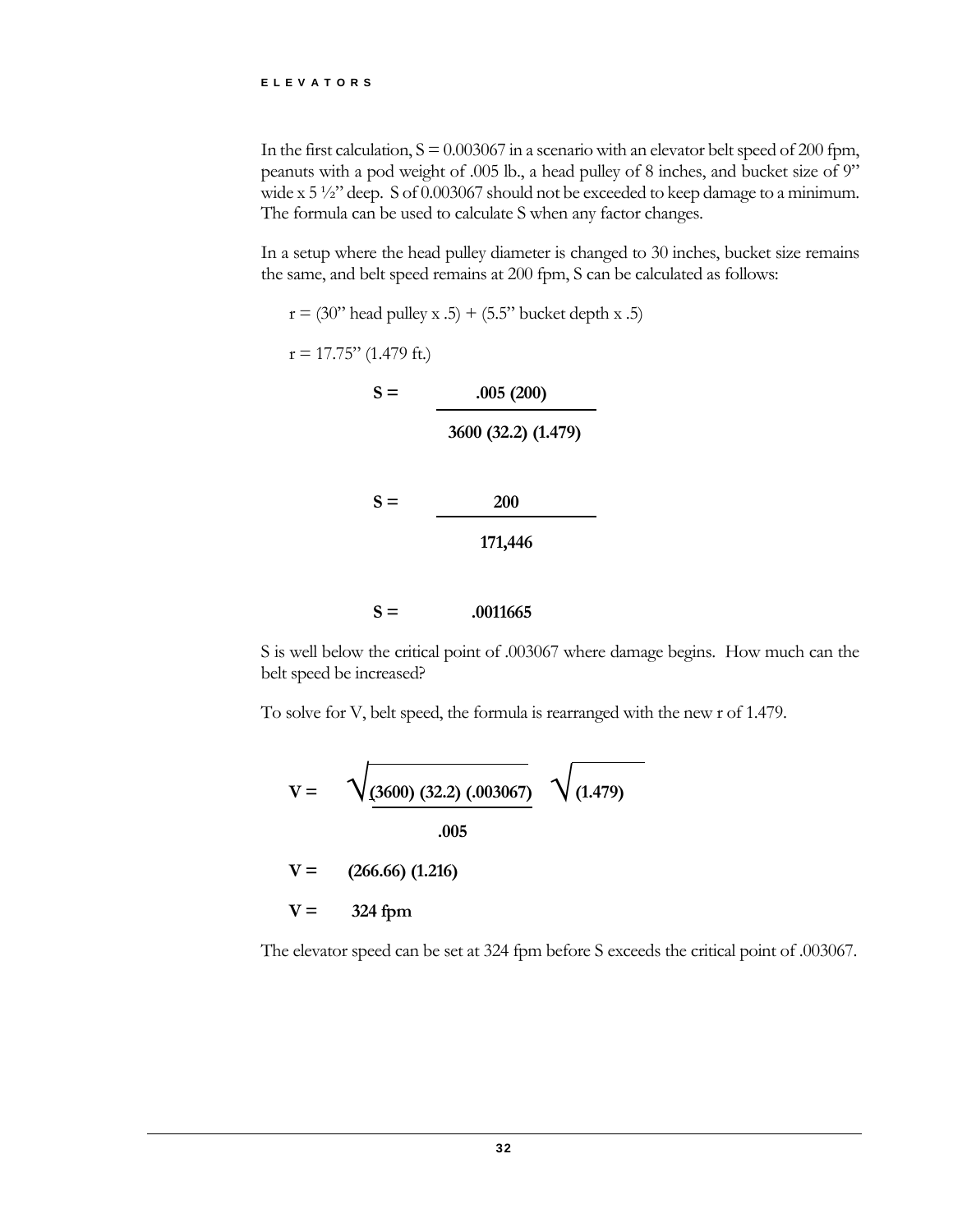In the first calculation, S = 0.003067 in a scenario with an elevator belt speed of 200 fpm, peanuts with a pod weight of .005 lb., a head pulley of 8 inches, and bucket size of 9" wide x 5 ½" deep. S of 0.003067 should not be exceeded to keep damage to a minimum. The formula can be used to calculate S when any factor changes.

In a setup where the head pulley diameter is changed to 30 inches, bucket size remains the same, and belt speed remains at 200 fpm, S can be calculated as follows:

r = (30" head pulley x .5) + (5.5" bucket depth x .5)

r = 17.75" (1.479 ft.)

$$S = \frac{.005\ (200)}{3600\ (32.2)\ (1.479)}$$

$$S = \frac{200}{171{,}446}$$

$$S = .0011665$$

S is well below the critical point of .003067 where damage begins. How much can the belt speed be increased?

To solve for V, belt speed, the formula is rearranged with the new r of 1.479.

$$V = \sqrt{\frac{(3600)\ (32.2)\ (.003067)}{.005}}\ \sqrt{(1.479)}$$

$$V = (266.66)\ (1.216)$$

$$V = 324 \text{ fpm}$$

The elevator speed can be set at 324 fpm before S exceeds the critical point of .003067.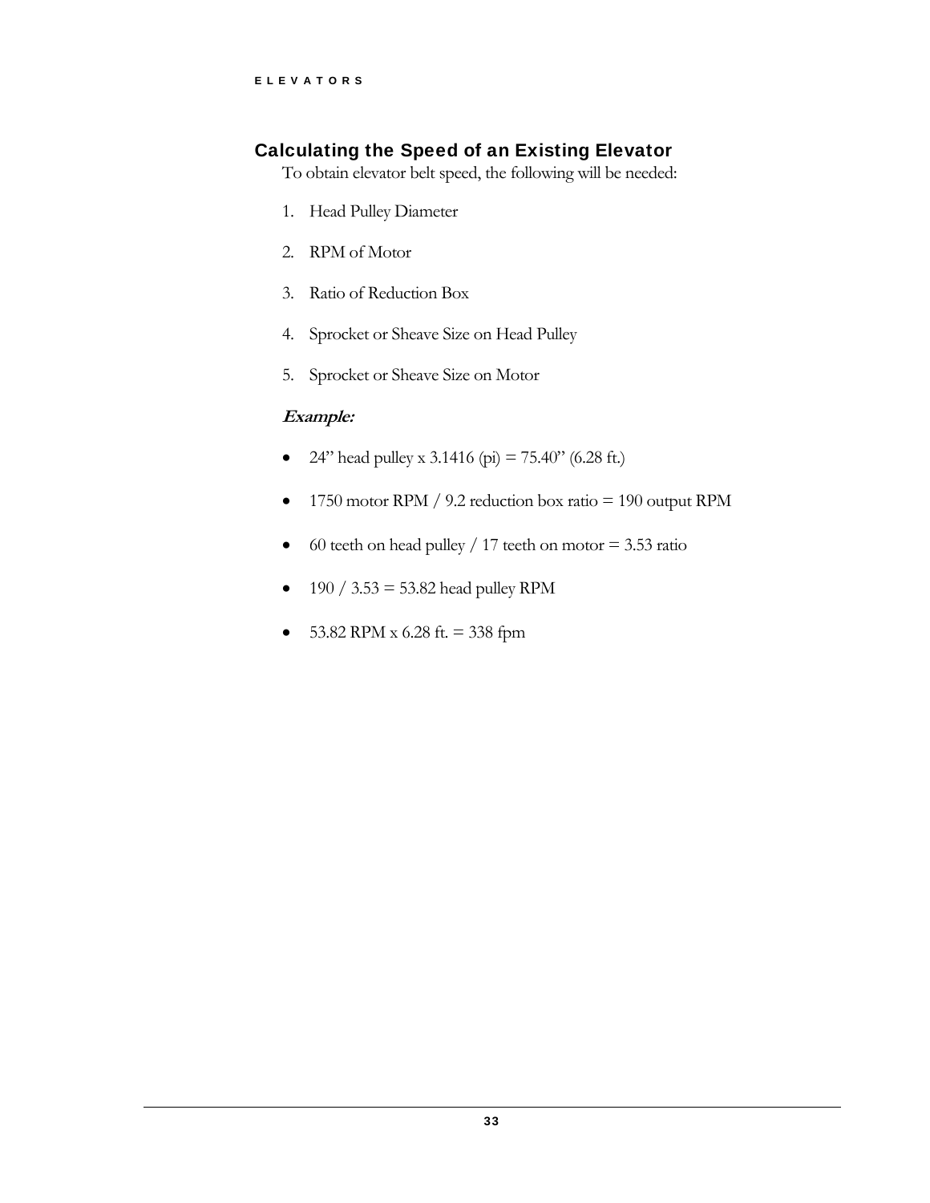## Calculating the Speed of an Existing Elevator

To obtain elevator belt speed, the following will be needed:

1. Head Pulley Diameter
2. RPM of Motor
3. Ratio of Reduction Box
4. Sprocket or Sheave Size on Head Pulley
5. Sprocket or Sheave Size on Motor

***Example:***

- 24" head pulley x 3.1416 (pi) = 75.40" (6.28 ft.)
- 1750 motor RPM / 9.2 reduction box ratio = 190 output RPM
- 60 teeth on head pulley / 17 teeth on motor = 3.53 ratio
- 190 / 3.53 = 53.82 head pulley RPM
- 53.82 RPM x 6.28 ft. = 338 fpm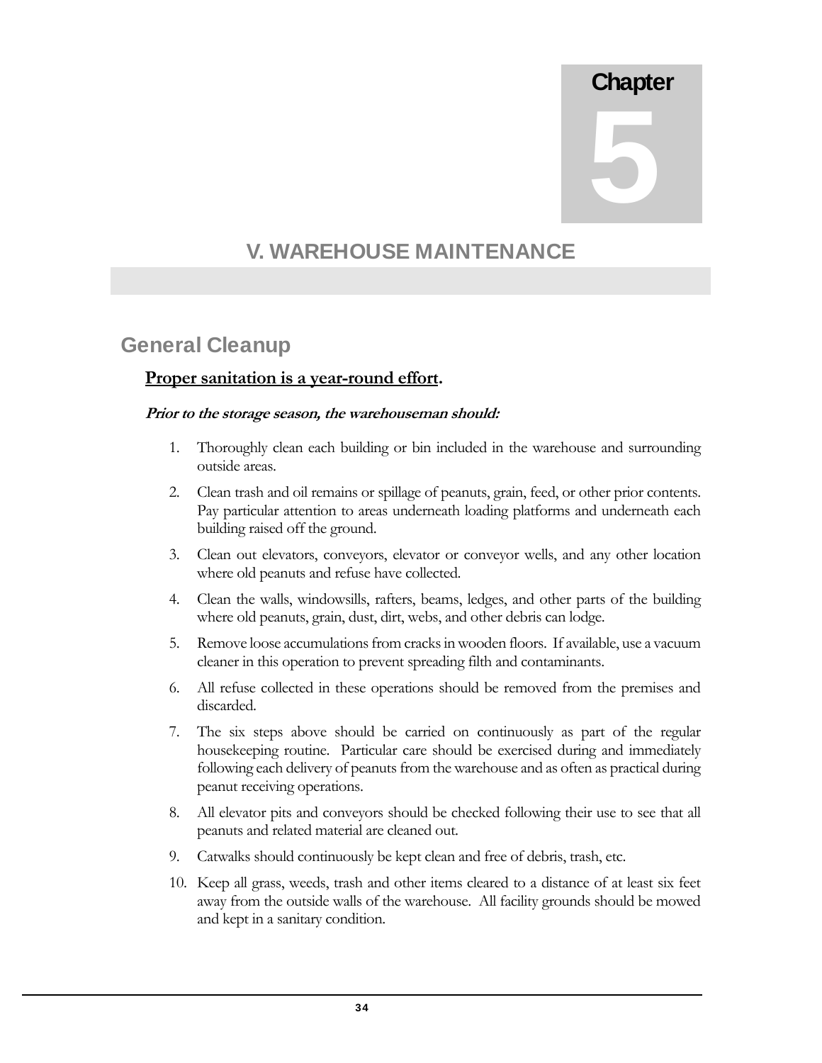# Chapter 5

## V. WAREHOUSE MAINTENANCE

### General Cleanup

**Proper sanitation is a year-round effort.**

***Prior to the storage season, the warehouseman should:***

1. Thoroughly clean each building or bin included in the warehouse and surrounding outside areas.
2. Clean trash and oil remains or spillage of peanuts, grain, feed, or other prior contents. Pay particular attention to areas underneath loading platforms and underneath each building raised off the ground.
3. Clean out elevators, conveyors, elevator or conveyor wells, and any other location where old peanuts and refuse have collected.
4. Clean the walls, windowsills, rafters, beams, ledges, and other parts of the building where old peanuts, grain, dust, dirt, webs, and other debris can lodge.
5. Remove loose accumulations from cracks in wooden floors. If available, use a vacuum cleaner in this operation to prevent spreading filth and contaminants.
6. All refuse collected in these operations should be removed from the premises and discarded.
7. The six steps above should be carried on continuously as part of the regular housekeeping routine. Particular care should be exercised during and immediately following each delivery of peanuts from the warehouse and as often as practical during peanut receiving operations.
8. All elevator pits and conveyors should be checked following their use to see that all peanuts and related material are cleaned out.
9. Catwalks should continuously be kept clean and free of debris, trash, etc.
10. Keep all grass, weeds, trash and other items cleared to a distance of at least six feet away from the outside walls of the warehouse. All facility grounds should be mowed and kept in a sanitary condition.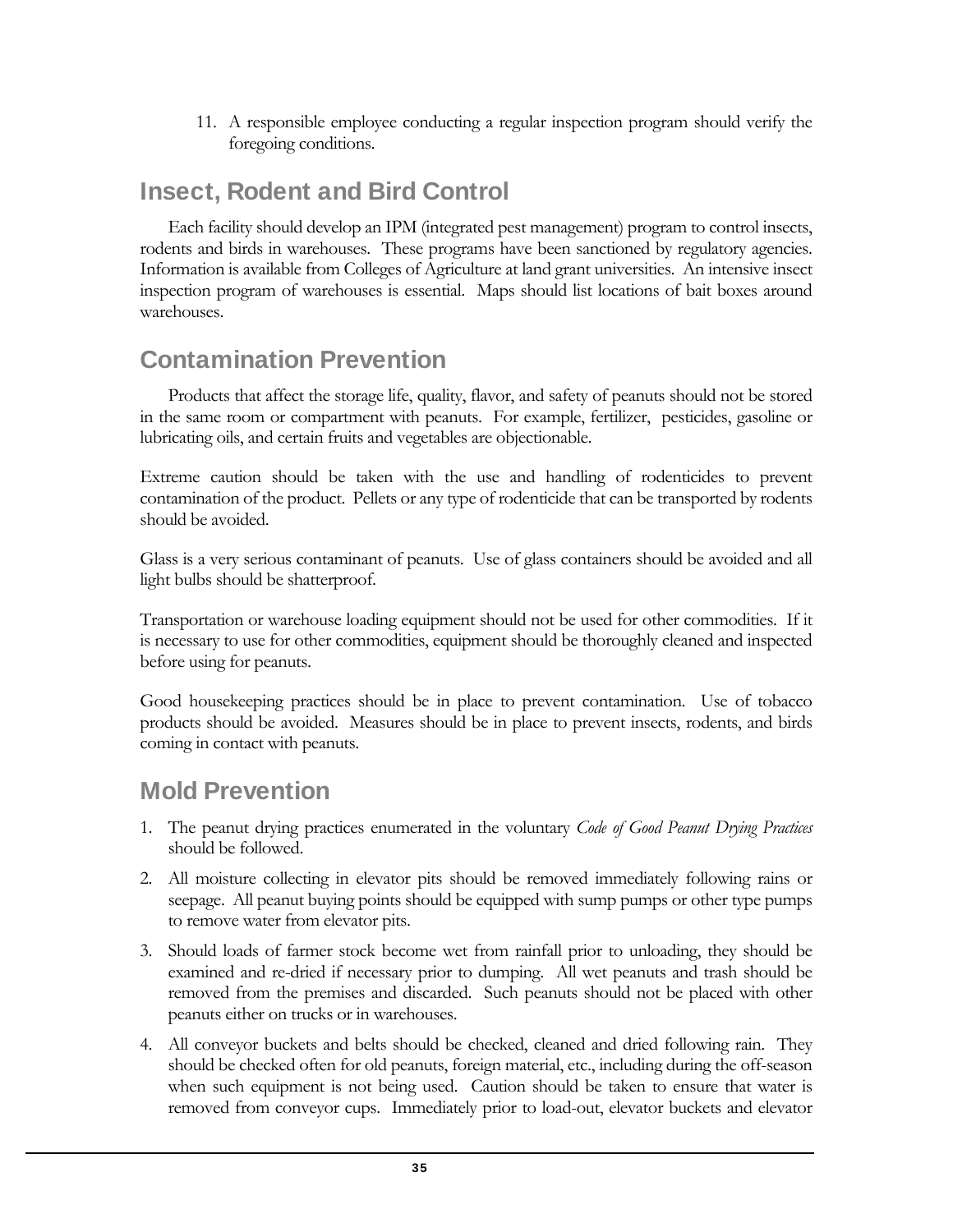11. A responsible employee conducting a regular inspection program should verify the foregoing conditions.

## Insect, Rodent and Bird Control

Each facility should develop an IPM (integrated pest management) program to control insects, rodents and birds in warehouses. These programs have been sanctioned by regulatory agencies. Information is available from Colleges of Agriculture at land grant universities. An intensive insect inspection program of warehouses is essential. Maps should list locations of bait boxes around warehouses.

## Contamination Prevention

Products that affect the storage life, quality, flavor, and safety of peanuts should not be stored in the same room or compartment with peanuts. For example, fertilizer, pesticides, gasoline or lubricating oils, and certain fruits and vegetables are objectionable.

Extreme caution should be taken with the use and handling of rodenticides to prevent contamination of the product. Pellets or any type of rodenticide that can be transported by rodents should be avoided.

Glass is a very serious contaminant of peanuts. Use of glass containers should be avoided and all light bulbs should be shatterproof.

Transportation or warehouse loading equipment should not be used for other commodities. If it is necessary to use for other commodities, equipment should be thoroughly cleaned and inspected before using for peanuts.

Good housekeeping practices should be in place to prevent contamination. Use of tobacco products should be avoided. Measures should be in place to prevent insects, rodents, and birds coming in contact with peanuts.

## Mold Prevention

1. The peanut drying practices enumerated in the voluntary *Code of Good Peanut Drying Practices* should be followed.
2. All moisture collecting in elevator pits should be removed immediately following rains or seepage. All peanut buying points should be equipped with sump pumps or other type pumps to remove water from elevator pits.
3. Should loads of farmer stock become wet from rainfall prior to unloading, they should be examined and re-dried if necessary prior to dumping. All wet peanuts and trash should be removed from the premises and discarded. Such peanuts should not be placed with other peanuts either on trucks or in warehouses.
4. All conveyor buckets and belts should be checked, cleaned and dried following rain. They should be checked often for old peanuts, foreign material, etc., including during the off-season when such equipment is not being used. Caution should be taken to ensure that water is removed from conveyor cups. Immediately prior to load-out, elevator buckets and elevator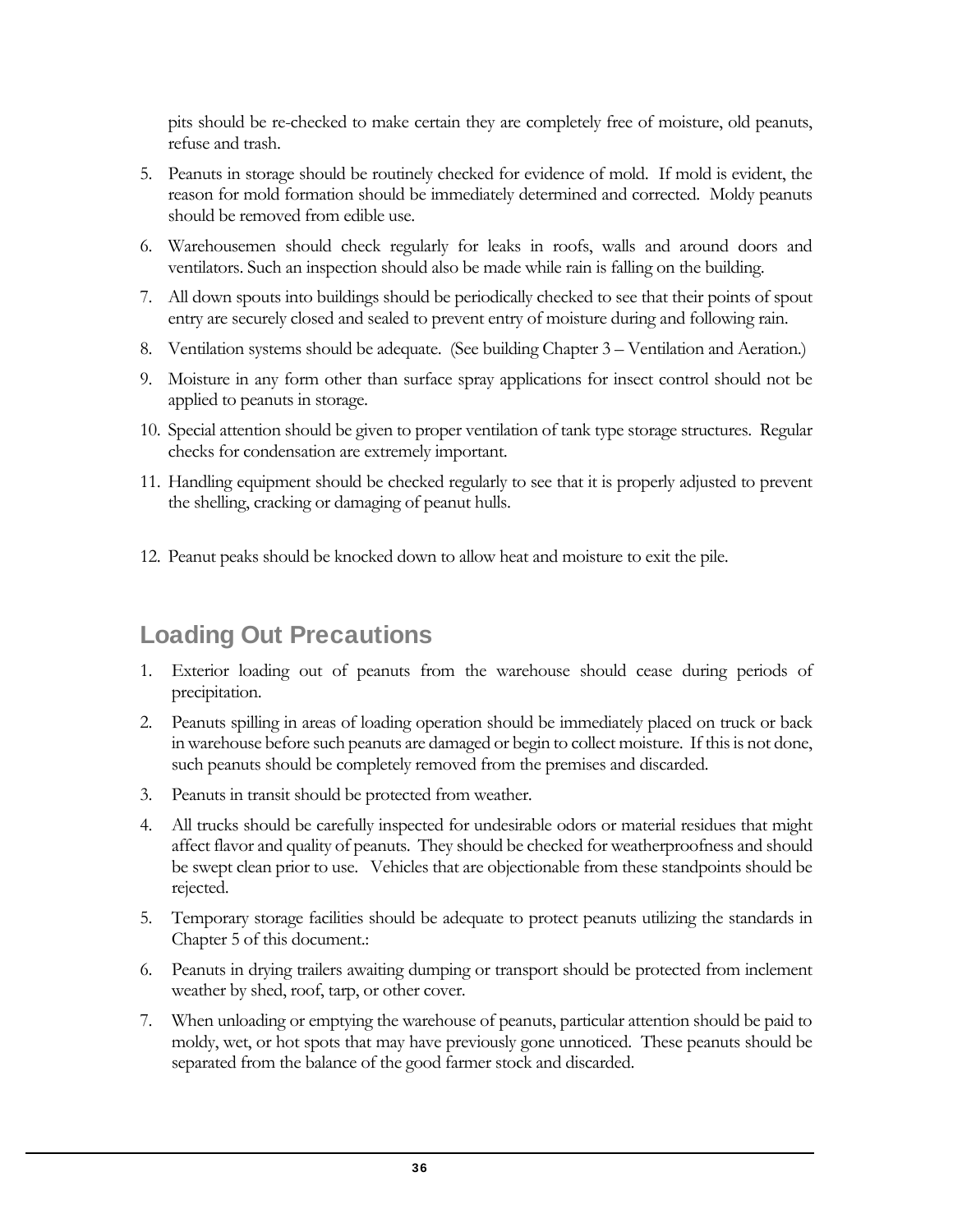pits should be re-checked to make certain they are completely free of moisture, old peanuts, refuse and trash.

5. Peanuts in storage should be routinely checked for evidence of mold. If mold is evident, the reason for mold formation should be immediately determined and corrected. Moldy peanuts should be removed from edible use.
6. Warehousemen should check regularly for leaks in roofs, walls and around doors and ventilators. Such an inspection should also be made while rain is falling on the building.
7. All down spouts into buildings should be periodically checked to see that their points of spout entry are securely closed and sealed to prevent entry of moisture during and following rain.
8. Ventilation systems should be adequate. (See building Chapter 3 – Ventilation and Aeration.)
9. Moisture in any form other than surface spray applications for insect control should not be applied to peanuts in storage.
10. Special attention should be given to proper ventilation of tank type storage structures. Regular checks for condensation are extremely important.
11. Handling equipment should be checked regularly to see that it is properly adjusted to prevent the shelling, cracking or damaging of peanut hulls.
12. Peanut peaks should be knocked down to allow heat and moisture to exit the pile.

## Loading Out Precautions

1. Exterior loading out of peanuts from the warehouse should cease during periods of precipitation.
2. Peanuts spilling in areas of loading operation should be immediately placed on truck or back in warehouse before such peanuts are damaged or begin to collect moisture. If this is not done, such peanuts should be completely removed from the premises and discarded.
3. Peanuts in transit should be protected from weather.
4. All trucks should be carefully inspected for undesirable odors or material residues that might affect flavor and quality of peanuts. They should be checked for weatherproofness and should be swept clean prior to use. Vehicles that are objectionable from these standpoints should be rejected.
5. Temporary storage facilities should be adequate to protect peanuts utilizing the standards in Chapter 5 of this document.:
6. Peanuts in drying trailers awaiting dumping or transport should be protected from inclement weather by shed, roof, tarp, or other cover.
7. When unloading or emptying the warehouse of peanuts, particular attention should be paid to moldy, wet, or hot spots that may have previously gone unnoticed. These peanuts should be separated from the balance of the good farmer stock and discarded.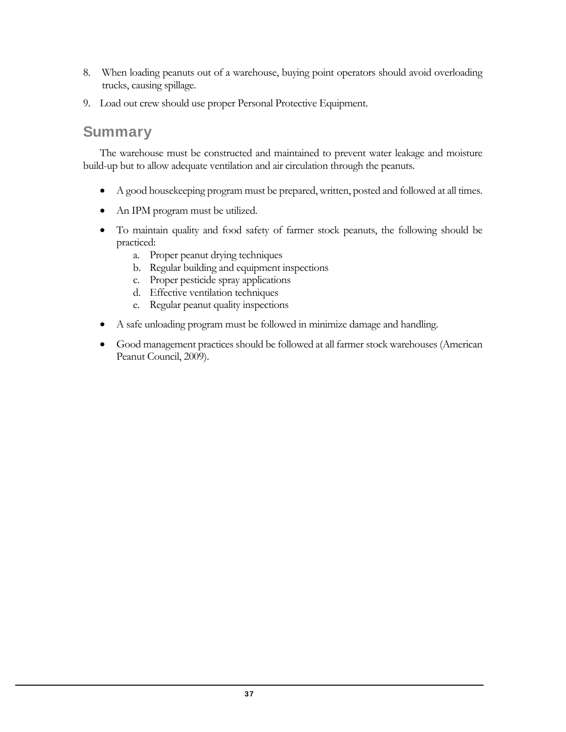8. When loading peanuts out of a warehouse, buying point operators should avoid overloading trucks, causing spillage.
9. Load out crew should use proper Personal Protective Equipment.

## Summary

The warehouse must be constructed and maintained to prevent water leakage and moisture build-up but to allow adequate ventilation and air circulation through the peanuts.

- A good housekeeping program must be prepared, written, posted and followed at all times.
- An IPM program must be utilized.
- To maintain quality and food safety of farmer stock peanuts, the following should be practiced:
    a. Proper peanut drying techniques
    b. Regular building and equipment inspections
    c. Proper pesticide spray applications
    d. Effective ventilation techniques
    e. Regular peanut quality inspections
- A safe unloading program must be followed in minimize damage and handling.
- Good management practices should be followed at all farmer stock warehouses (American Peanut Council, 2009).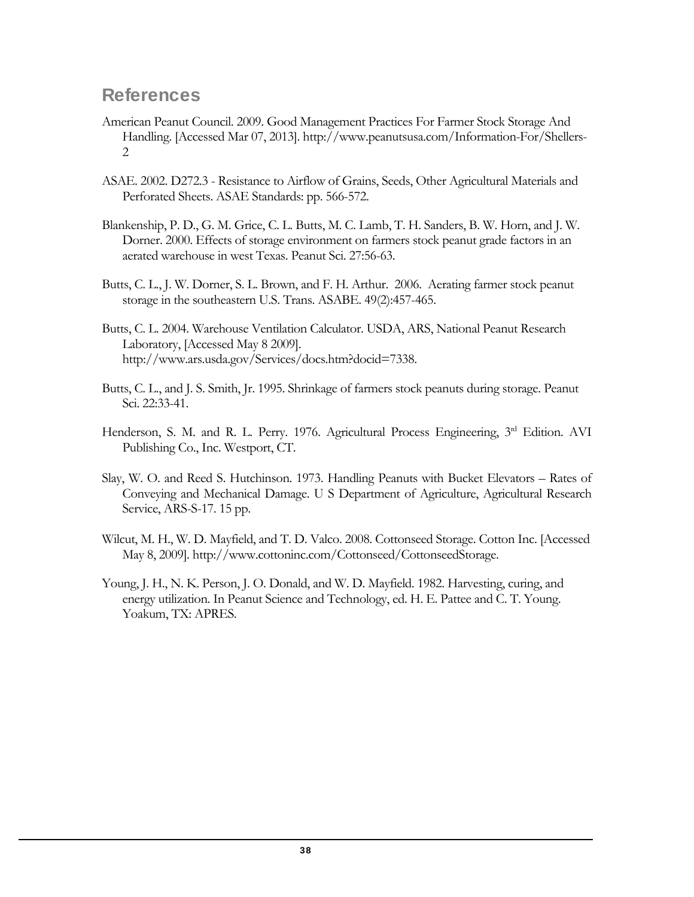## References

American Peanut Council. 2009. Good Management Practices For Farmer Stock Storage And Handling. [Accessed Mar 07, 2013]. http://www.peanutsusa.com/Information-For/Shellers-2

ASAE. 2002. D272.3 - Resistance to Airflow of Grains, Seeds, Other Agricultural Materials and Perforated Sheets. ASAE Standards: pp. 566-572.

Blankenship, P. D., G. M. Grice, C. L. Butts, M. C. Lamb, T. H. Sanders, B. W. Horn, and J. W. Dorner. 2000. Effects of storage environment on farmers stock peanut grade factors in an aerated warehouse in west Texas. Peanut Sci. 27:56-63.

Butts, C. L., J. W. Dorner, S. L. Brown, and F. H. Arthur. 2006. Aerating farmer stock peanut storage in the southeastern U.S. Trans. ASABE. 49(2):457-465.

Butts, C. L. 2004. Warehouse Ventilation Calculator. USDA, ARS, National Peanut Research Laboratory, [Accessed May 8 2009]. http://www.ars.usda.gov/Services/docs.htm?docid=7338.

Butts, C. L., and J. S. Smith, Jr. 1995. Shrinkage of farmers stock peanuts during storage. Peanut Sci. 22:33-41.

Henderson, S. M. and R. L. Perry. 1976. Agricultural Process Engineering, 3rd Edition. AVI Publishing Co., Inc. Westport, CT.

Slay, W. O. and Reed S. Hutchinson. 1973. Handling Peanuts with Bucket Elevators – Rates of Conveying and Mechanical Damage. U S Department of Agriculture, Agricultural Research Service, ARS-S-17. 15 pp.

Wilcut, M. H., W. D. Mayfield, and T. D. Valco. 2008. Cottonseed Storage. Cotton Inc. [Accessed May 8, 2009]. http://www.cottoninc.com/Cottonseed/CottonseedStorage.

Young, J. H., N. K. Person, J. O. Donald, and W. D. Mayfield. 1982. Harvesting, curing, and energy utilization. In Peanut Science and Technology, ed. H. E. Pattee and C. T. Young. Yoakum, TX: APRES.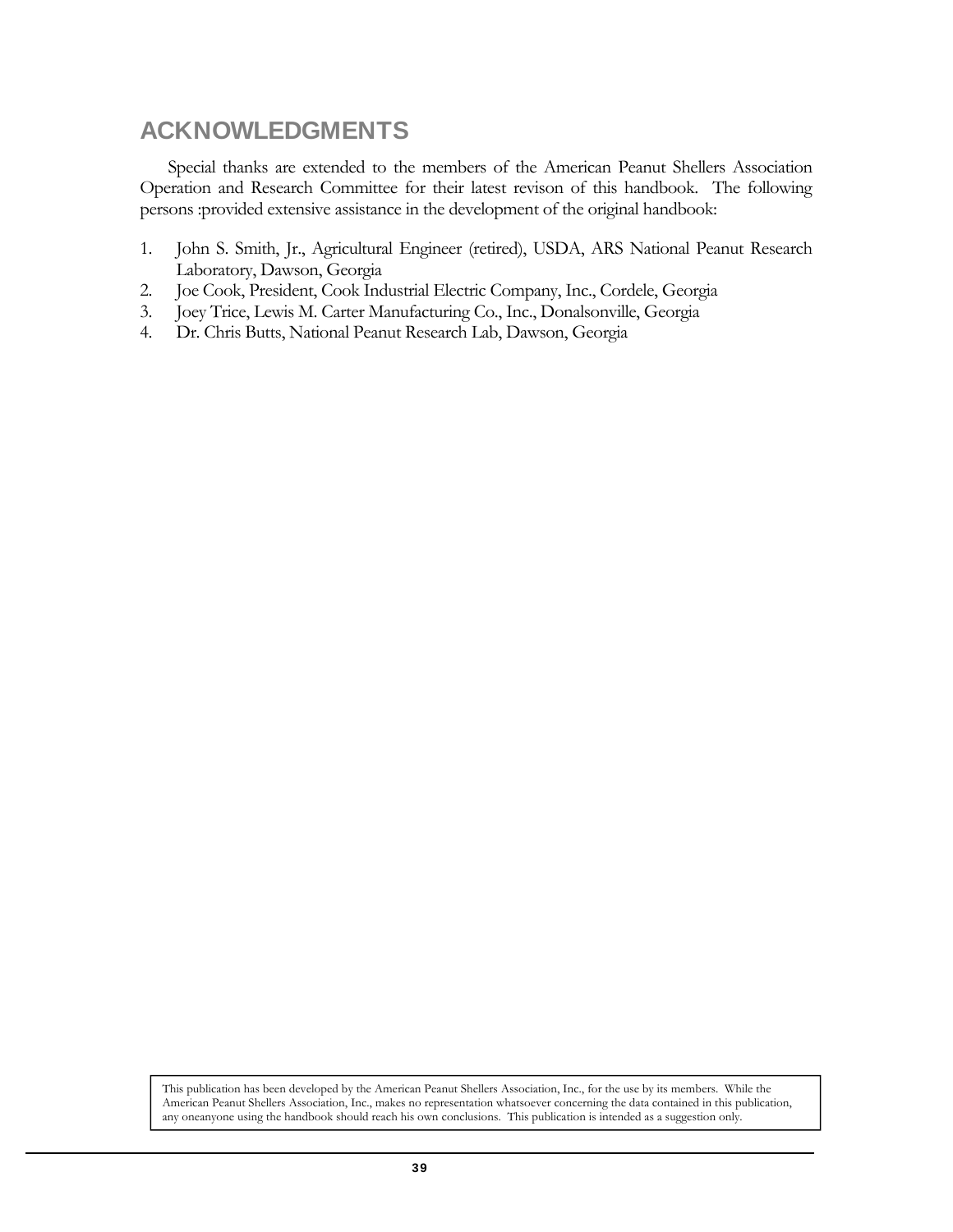## ACKNOWLEDGMENTS

Special thanks are extended to the members of the American Peanut Shellers Association Operation and Research Committee for their latest revison of this handbook. The following persons :provided extensive assistance in the development of the original handbook:

1. John S. Smith, Jr., Agricultural Engineer (retired), USDA, ARS National Peanut Research Laboratory, Dawson, Georgia
2. Joe Cook, President, Cook Industrial Electric Company, Inc., Cordele, Georgia
3. Joey Trice, Lewis M. Carter Manufacturing Co., Inc., Donalsonville, Georgia
4. Dr. Chris Butts, National Peanut Research Lab, Dawson, Georgia

This publication has been developed by the American Peanut Shellers Association, Inc., for the use by its members. While the American Peanut Shellers Association, Inc., makes no representation whatsoever concerning the data contained in this publication, any oneanyone using the handbook should reach his own conclusions. This publication is intended as a suggestion only.